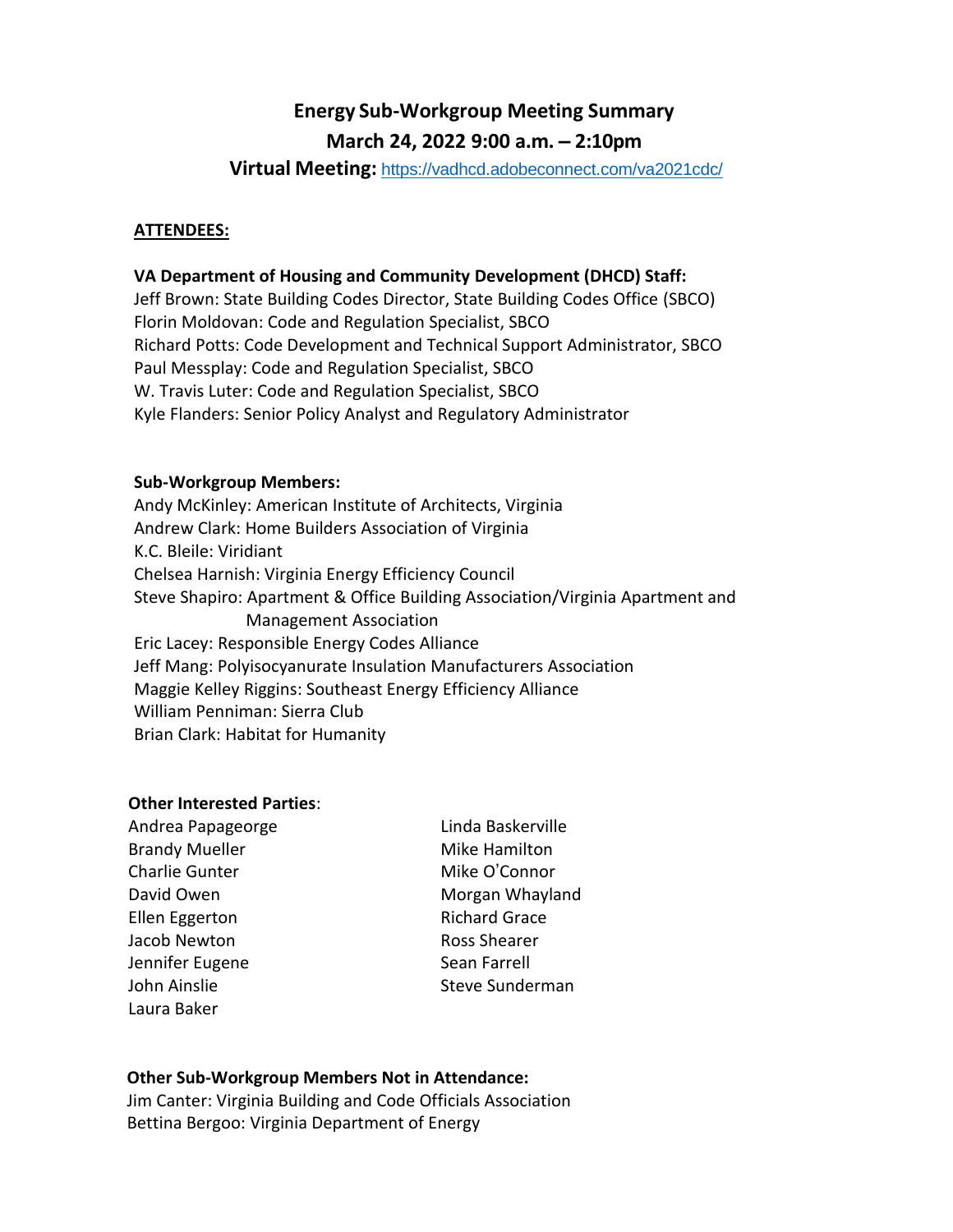# Energy Sub-Workgroup Meeting Summary

## March 24, 2022 9:00 a.m. – 2:10pm

**Virtual Meeting:** https://vadhcd.adobeconnect.com/va2021cdc/

**ATTENDEES:**

**VA Department of Housing and Community Development (DHCD) Staff:**

Jeff Brown: State Building Codes Director, State Building Codes Office (SBCO)
Florin Moldovan: Code and Regulation Specialist, SBCO
Richard Potts: Code Development and Technical Support Administrator, SBCO
Paul Messplay: Code and Regulation Specialist, SBCO
W. Travis Luter: Code and Regulation Specialist, SBCO
Kyle Flanders: Senior Policy Analyst and Regulatory Administrator

**Sub-Workgroup Members:**

Andy McKinley: American Institute of Architects, Virginia
Andrew Clark: Home Builders Association of Virginia
K.C. Bleile: Viridiant
Chelsea Harnish: Virginia Energy Efficiency Council
Steve Shapiro: Apartment & Office Building Association/Virginia Apartment and Management Association
Eric Lacey: Responsible Energy Codes Alliance
Jeff Mang: Polyisocyanurate Insulation Manufacturers Association
Maggie Kelley Riggins: Southeast Energy Efficiency Alliance
William Penniman: Sierra Club
Brian Clark: Habitat for Humanity

**Other Interested Parties**:

Andrea Papageorge
Brandy Mueller
Charlie Gunter
David Owen
Ellen Eggerton
Jacob Newton
Jennifer Eugene
John Ainslie
Laura Baker
Linda Baskerville
Mike Hamilton
Mike O'Connor
Morgan Whayland
Richard Grace
Ross Shearer
Sean Farrell
Steve Sunderman

**Other Sub-Workgroup Members Not in Attendance:**

Jim Canter: Virginia Building and Code Officials Association
Bettina Bergoo: Virginia Department of Energy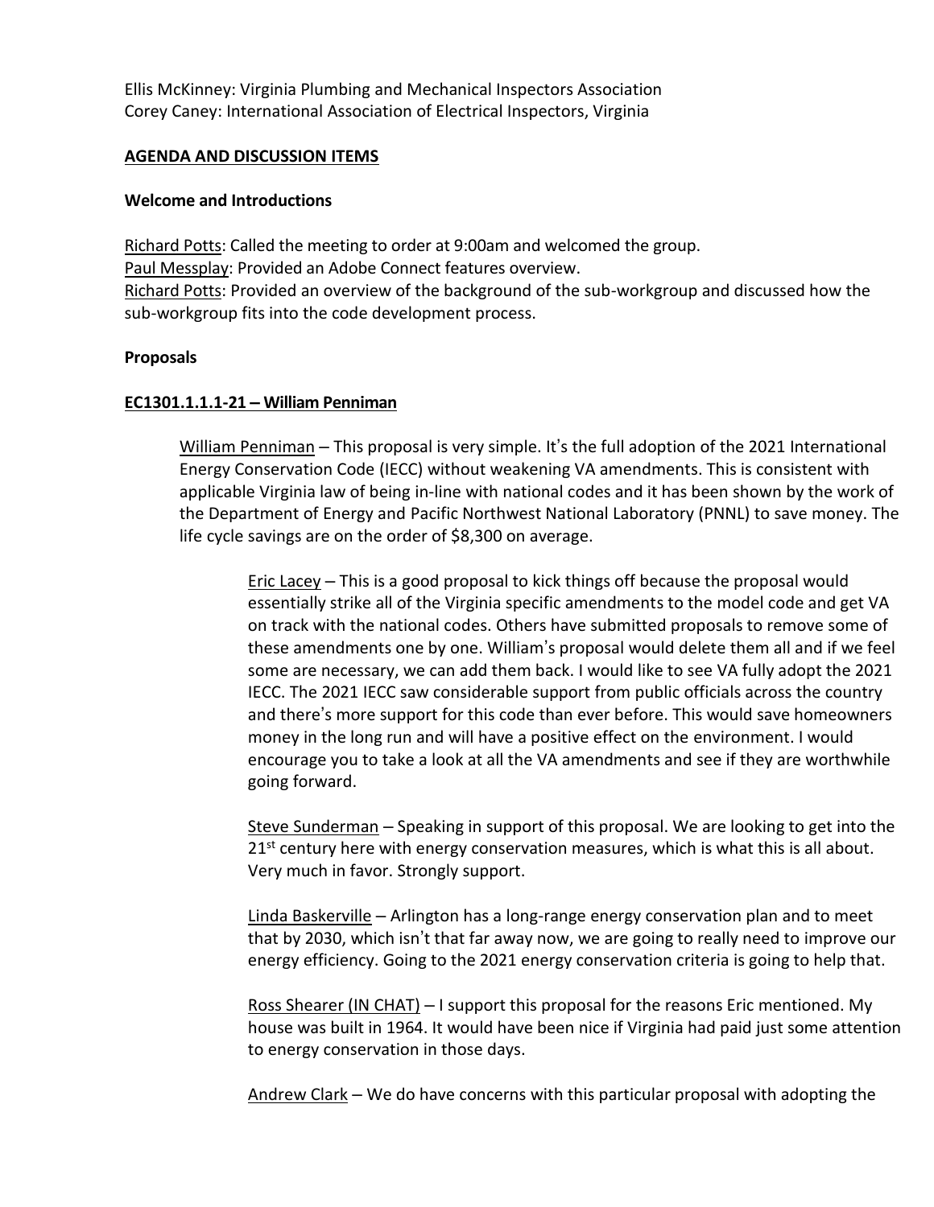Ellis McKinney: Virginia Plumbing and Mechanical Inspectors Association
Corey Caney: International Association of Electrical Inspectors, Virginia

**AGENDA AND DISCUSSION ITEMS**

**Welcome and Introductions**

Richard Potts: Called the meeting to order at 9:00am and welcomed the group.
Paul Messplay: Provided an Adobe Connect features overview.
Richard Potts: Provided an overview of the background of the sub-workgroup and discussed how the sub-workgroup fits into the code development process.

**Proposals**

**EC1301.1.1.1-21 – William Penniman**

William Penniman – This proposal is very simple. It's the full adoption of the 2021 International Energy Conservation Code (IECC) without weakening VA amendments. This is consistent with applicable Virginia law of being in-line with national codes and it has been shown by the work of the Department of Energy and Pacific Northwest National Laboratory (PNNL) to save money. The life cycle savings are on the order of $8,300 on average.

> Eric Lacey – This is a good proposal to kick things off because the proposal would essentially strike all of the Virginia specific amendments to the model code and get VA on track with the national codes. Others have submitted proposals to remove some of these amendments one by one. William's proposal would delete them all and if we feel some are necessary, we can add them back. I would like to see VA fully adopt the 2021 IECC. The 2021 IECC saw considerable support from public officials across the country and there's more support for this code than ever before. This would save homeowners money in the long run and will have a positive effect on the environment. I would encourage you to take a look at all the VA amendments and see if they are worthwhile going forward.
>
> Steve Sunderman – Speaking in support of this proposal. We are looking to get into the 21st century here with energy conservation measures, which is what this is all about. Very much in favor. Strongly support.
>
> Linda Baskerville – Arlington has a long-range energy conservation plan and to meet that by 2030, which isn't that far away now, we are going to really need to improve our energy efficiency. Going to the 2021 energy conservation criteria is going to help that.
>
> Ross Shearer (IN CHAT) – I support this proposal for the reasons Eric mentioned. My house was built in 1964. It would have been nice if Virginia had paid just some attention to energy conservation in those days.
>
> Andrew Clark – We do have concerns with this particular proposal with adopting the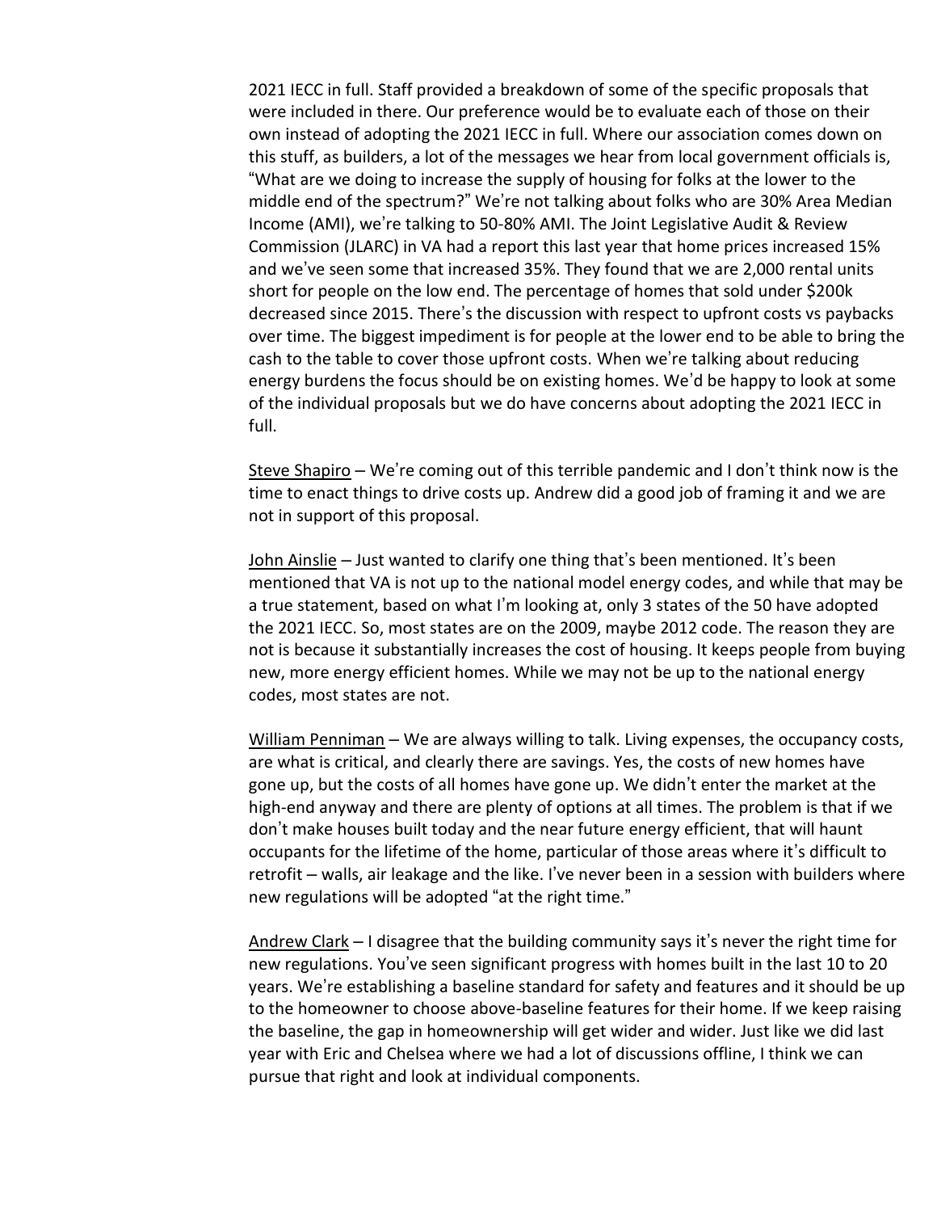2021 IECC in full. Staff provided a breakdown of some of the specific proposals that were included in there. Our preference would be to evaluate each of those on their own instead of adopting the 2021 IECC in full. Where our association comes down on this stuff, as builders, a lot of the messages we hear from local government officials is, "What are we doing to increase the supply of housing for folks at the lower to the middle end of the spectrum?" We're not talking about folks who are 30% Area Median Income (AMI), we're talking to 50-80% AMI. The Joint Legislative Audit & Review Commission (JLARC) in VA had a report this last year that home prices increased 15% and we've seen some that increased 35%. They found that we are 2,000 rental units short for people on the low end. The percentage of homes that sold under $200k decreased since 2015. There's the discussion with respect to upfront costs vs paybacks over time. The biggest impediment is for people at the lower end to be able to bring the cash to the table to cover those upfront costs. When we're talking about reducing energy burdens the focus should be on existing homes. We'd be happy to look at some of the individual proposals but we do have concerns about adopting the 2021 IECC in full.

<u>Steve Shapiro</u> – We're coming out of this terrible pandemic and I don't think now is the time to enact things to drive costs up. Andrew did a good job of framing it and we are not in support of this proposal.

<u>John Ainslie</u> – Just wanted to clarify one thing that's been mentioned. It's been mentioned that VA is not up to the national model energy codes, and while that may be a true statement, based on what I'm looking at, only 3 states of the 50 have adopted the 2021 IECC. So, most states are on the 2009, maybe 2012 code. The reason they are not is because it substantially increases the cost of housing. It keeps people from buying new, more energy efficient homes. While we may not be up to the national energy codes, most states are not.

<u>William Penniman</u> – We are always willing to talk. Living expenses, the occupancy costs, are what is critical, and clearly there are savings. Yes, the costs of new homes have gone up, but the costs of all homes have gone up. We didn't enter the market at the high-end anyway and there are plenty of options at all times. The problem is that if we don't make houses built today and the near future energy efficient, that will haunt occupants for the lifetime of the home, particular of those areas where it's difficult to retrofit – walls, air leakage and the like. I've never been in a session with builders where new regulations will be adopted "at the right time."

<u>Andrew Clark</u> – I disagree that the building community says it's never the right time for new regulations. You've seen significant progress with homes built in the last 10 to 20 years. We're establishing a baseline standard for safety and features and it should be up to the homeowner to choose above-baseline features for their home. If we keep raising the baseline, the gap in homeownership will get wider and wider. Just like we did last year with Eric and Chelsea where we had a lot of discussions offline, I think we can pursue that right and look at individual components.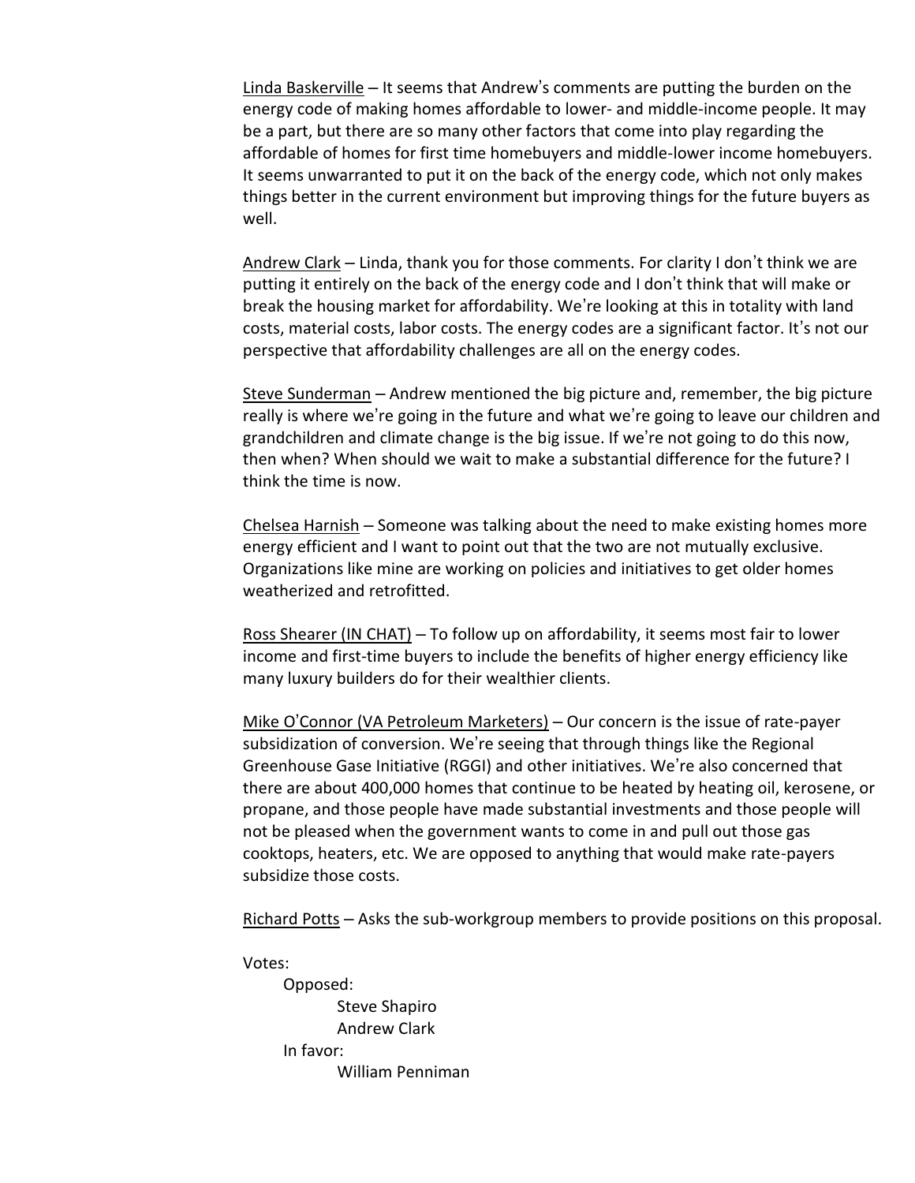Linda Baskerville – It seems that Andrew's comments are putting the burden on the energy code of making homes affordable to lower- and middle-income people. It may be a part, but there are so many other factors that come into play regarding the affordable of homes for first time homebuyers and middle-lower income homebuyers. It seems unwarranted to put it on the back of the energy code, which not only makes things better in the current environment but improving things for the future buyers as well.

Andrew Clark – Linda, thank you for those comments. For clarity I don't think we are putting it entirely on the back of the energy code and I don't think that will make or break the housing market for affordability. We're looking at this in totality with land costs, material costs, labor costs. The energy codes are a significant factor. It's not our perspective that affordability challenges are all on the energy codes.

Steve Sunderman – Andrew mentioned the big picture and, remember, the big picture really is where we're going in the future and what we're going to leave our children and grandchildren and climate change is the big issue. If we're not going to do this now, then when? When should we wait to make a substantial difference for the future? I think the time is now.

Chelsea Harnish – Someone was talking about the need to make existing homes more energy efficient and I want to point out that the two are not mutually exclusive. Organizations like mine are working on policies and initiatives to get older homes weatherized and retrofitted.

Ross Shearer (IN CHAT) – To follow up on affordability, it seems most fair to lower income and first-time buyers to include the benefits of higher energy efficiency like many luxury builders do for their wealthier clients.

Mike O'Connor (VA Petroleum Marketers) – Our concern is the issue of rate-payer subsidization of conversion. We're seeing that through things like the Regional Greenhouse Gase Initiative (RGGI) and other initiatives. We're also concerned that there are about 400,000 homes that continue to be heated by heating oil, kerosene, or propane, and those people have made substantial investments and those people will not be pleased when the government wants to come in and pull out those gas cooktops, heaters, etc. We are opposed to anything that would make rate-payers subsidize those costs.

Richard Potts – Asks the sub-workgroup members to provide positions on this proposal.

Votes:

- Opposed:
  - Steve Shapiro
  - Andrew Clark
- In favor:
  - William Penniman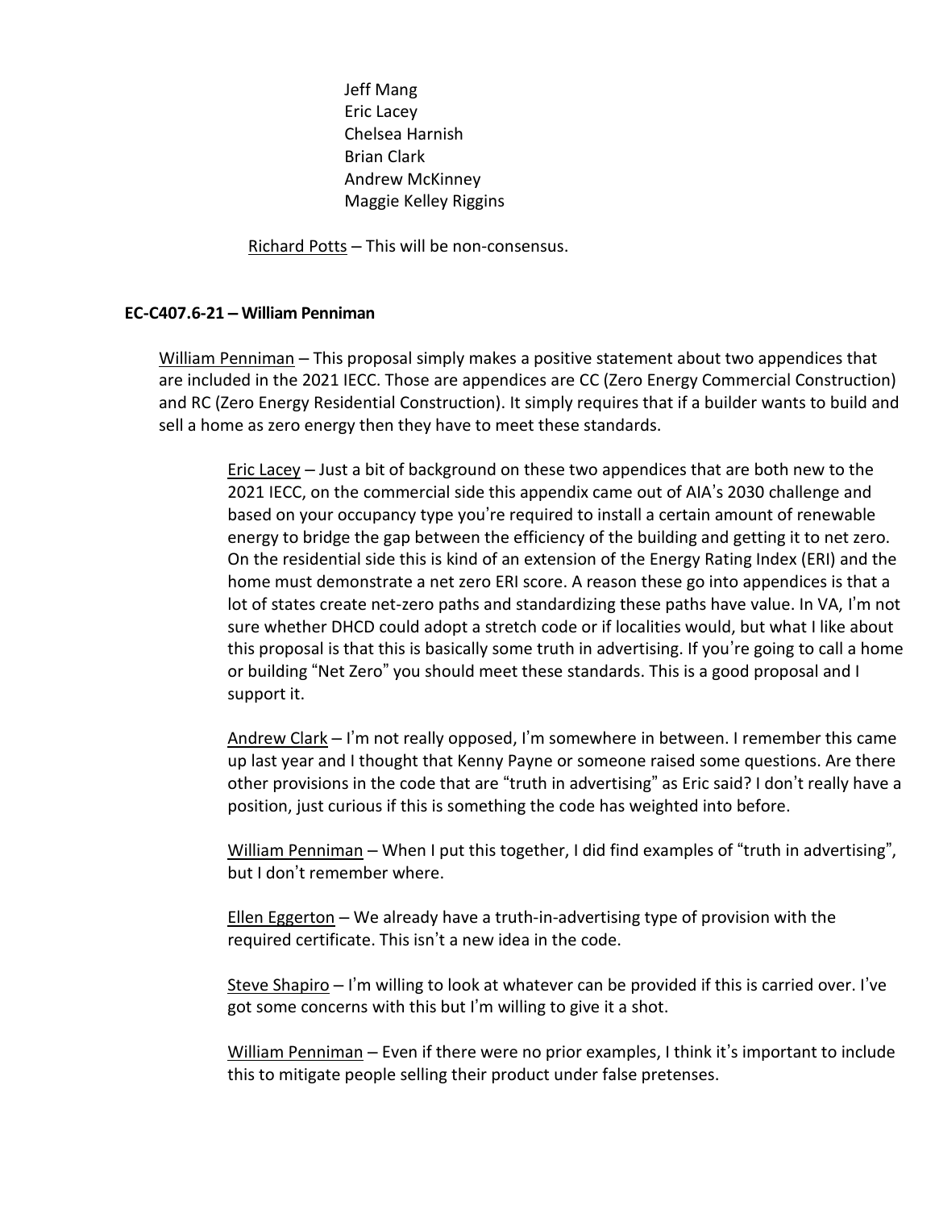Jeff Mang
Eric Lacey
Chelsea Harnish
Brian Clark
Andrew McKinney
Maggie Kelley Riggins

Richard Potts – This will be non-consensus.

**EC-C407.6-21 – William Penniman**

William Penniman – This proposal simply makes a positive statement about two appendices that are included in the 2021 IECC. Those are appendices are CC (Zero Energy Commercial Construction) and RC (Zero Energy Residential Construction). It simply requires that if a builder wants to build and sell a home as zero energy then they have to meet these standards.

Eric Lacey – Just a bit of background on these two appendices that are both new to the 2021 IECC, on the commercial side this appendix came out of AIA's 2030 challenge and based on your occupancy type you're required to install a certain amount of renewable energy to bridge the gap between the efficiency of the building and getting it to net zero. On the residential side this is kind of an extension of the Energy Rating Index (ERI) and the home must demonstrate a net zero ERI score. A reason these go into appendices is that a lot of states create net-zero paths and standardizing these paths have value. In VA, I'm not sure whether DHCD could adopt a stretch code or if localities would, but what I like about this proposal is that this is basically some truth in advertising. If you're going to call a home or building "Net Zero" you should meet these standards. This is a good proposal and I support it.

Andrew Clark – I'm not really opposed, I'm somewhere in between. I remember this came up last year and I thought that Kenny Payne or someone raised some questions. Are there other provisions in the code that are "truth in advertising" as Eric said? I don't really have a position, just curious if this is something the code has weighted into before.

William Penniman – When I put this together, I did find examples of "truth in advertising", but I don't remember where.

Ellen Eggerton – We already have a truth-in-advertising type of provision with the required certificate. This isn't a new idea in the code.

Steve Shapiro – I'm willing to look at whatever can be provided if this is carried over. I've got some concerns with this but I'm willing to give it a shot.

William Penniman – Even if there were no prior examples, I think it's important to include this to mitigate people selling their product under false pretenses.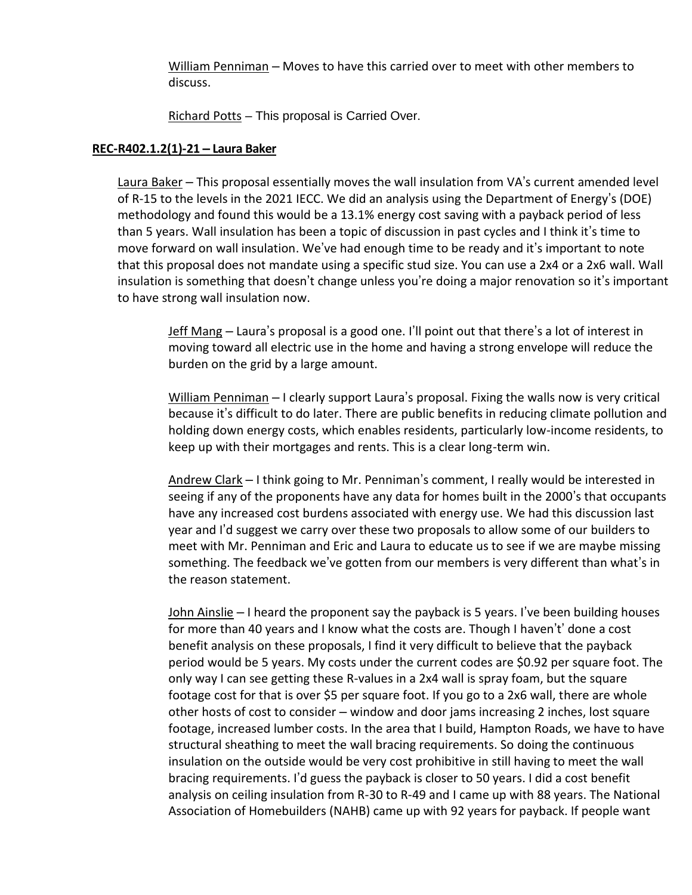William Penniman – Moves to have this carried over to meet with other members to discuss.

Richard Potts – This proposal is Carried Over.

**REC-R402.1.2(1)-21 – Laura Baker**

Laura Baker – This proposal essentially moves the wall insulation from VA's current amended level of R-15 to the levels in the 2021 IECC. We did an analysis using the Department of Energy's (DOE) methodology and found this would be a 13.1% energy cost saving with a payback period of less than 5 years. Wall insulation has been a topic of discussion in past cycles and I think it's time to move forward on wall insulation. We've had enough time to be ready and it's important to note that this proposal does not mandate using a specific stud size. You can use a 2x4 or a 2x6 wall. Wall insulation is something that doesn't change unless you're doing a major renovation so it's important to have strong wall insulation now.

Jeff Mang – Laura's proposal is a good one. I'll point out that there's a lot of interest in moving toward all electric use in the home and having a strong envelope will reduce the burden on the grid by a large amount.

William Penniman – I clearly support Laura's proposal. Fixing the walls now is very critical because it's difficult to do later. There are public benefits in reducing climate pollution and holding down energy costs, which enables residents, particularly low-income residents, to keep up with their mortgages and rents. This is a clear long-term win.

Andrew Clark – I think going to Mr. Penniman's comment, I really would be interested in seeing if any of the proponents have any data for homes built in the 2000's that occupants have any increased cost burdens associated with energy use. We had this discussion last year and I'd suggest we carry over these two proposals to allow some of our builders to meet with Mr. Penniman and Eric and Laura to educate us to see if we are maybe missing something. The feedback we've gotten from our members is very different than what's in the reason statement.

John Ainslie – I heard the proponent say the payback is 5 years. I've been building houses for more than 40 years and I know what the costs are. Though I haven't' done a cost benefit analysis on these proposals, I find it very difficult to believe that the payback period would be 5 years. My costs under the current codes are $0.92 per square foot. The only way I can see getting these R-values in a 2x4 wall is spray foam, but the square footage cost for that is over $5 per square foot. If you go to a 2x6 wall, there are whole other hosts of cost to consider – window and door jams increasing 2 inches, lost square footage, increased lumber costs. In the area that I build, Hampton Roads, we have to have structural sheathing to meet the wall bracing requirements. So doing the continuous insulation on the outside would be very cost prohibitive in still having to meet the wall bracing requirements. I'd guess the payback is closer to 50 years. I did a cost benefit analysis on ceiling insulation from R-30 to R-49 and I came up with 88 years. The National Association of Homebuilders (NAHB) came up with 92 years for payback. If people want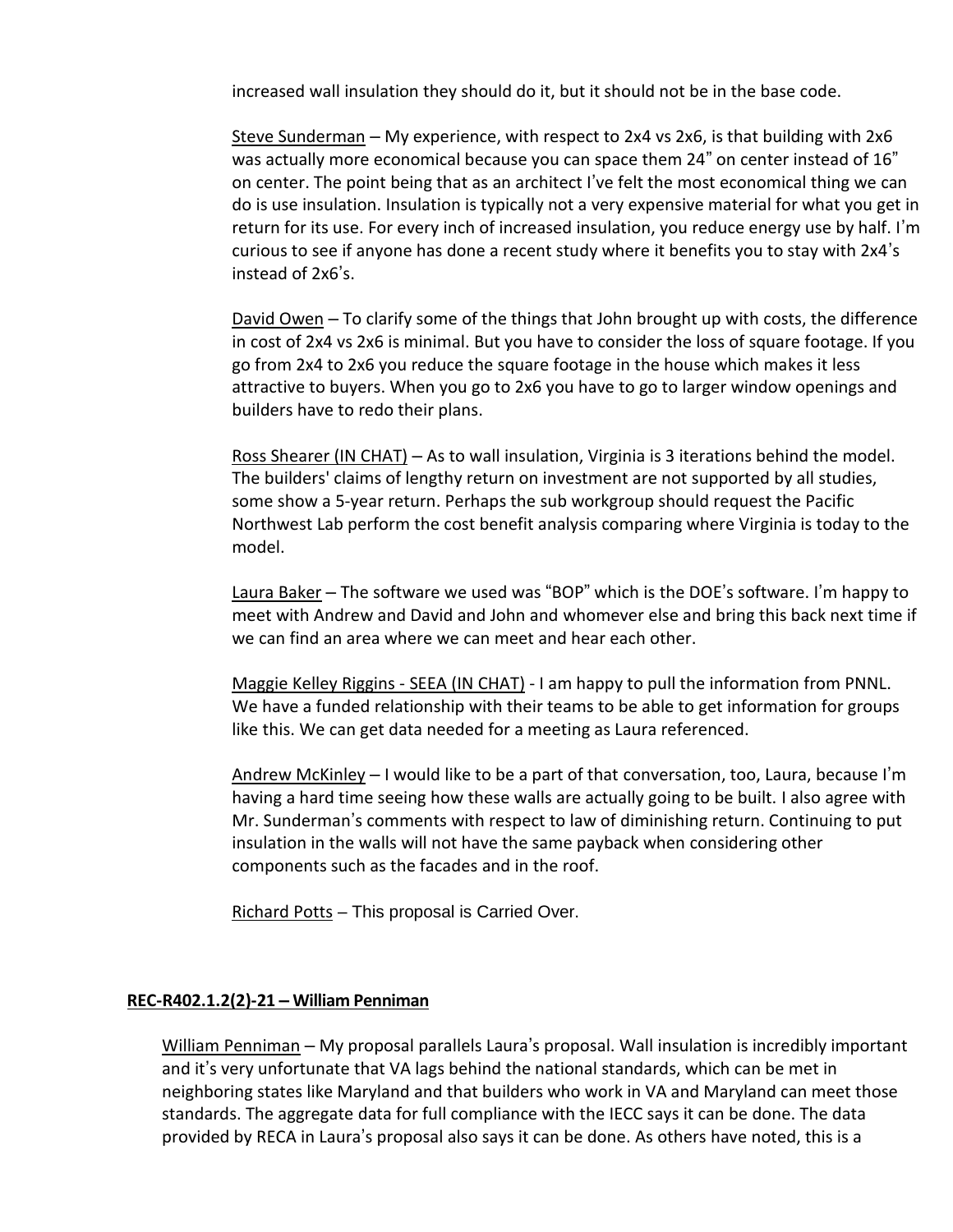increased wall insulation they should do it, but it should not be in the base code.

Steve Sunderman – My experience, with respect to 2x4 vs 2x6, is that building with 2x6 was actually more economical because you can space them 24" on center instead of 16" on center. The point being that as an architect I've felt the most economical thing we can do is use insulation. Insulation is typically not a very expensive material for what you get in return for its use. For every inch of increased insulation, you reduce energy use by half. I'm curious to see if anyone has done a recent study where it benefits you to stay with 2x4's instead of 2x6's.

David Owen – To clarify some of the things that John brought up with costs, the difference in cost of 2x4 vs 2x6 is minimal. But you have to consider the loss of square footage. If you go from 2x4 to 2x6 you reduce the square footage in the house which makes it less attractive to buyers. When you go to 2x6 you have to go to larger window openings and builders have to redo their plans.

Ross Shearer (IN CHAT) – As to wall insulation, Virginia is 3 iterations behind the model. The builders' claims of lengthy return on investment are not supported by all studies, some show a 5-year return. Perhaps the sub workgroup should request the Pacific Northwest Lab perform the cost benefit analysis comparing where Virginia is today to the model.

Laura Baker – The software we used was "BOP" which is the DOE's software. I'm happy to meet with Andrew and David and John and whomever else and bring this back next time if we can find an area where we can meet and hear each other.

Maggie Kelley Riggins - SEEA (IN CHAT) - I am happy to pull the information from PNNL. We have a funded relationship with their teams to be able to get information for groups like this. We can get data needed for a meeting as Laura referenced.

Andrew McKinley – I would like to be a part of that conversation, too, Laura, because I'm having a hard time seeing how these walls are actually going to be built. I also agree with Mr. Sunderman's comments with respect to law of diminishing return. Continuing to put insulation in the walls will not have the same payback when considering other components such as the facades and in the roof.

Richard Potts – This proposal is Carried Over.

**REC-R402.1.2(2)-21 – William Penniman**

William Penniman – My proposal parallels Laura's proposal. Wall insulation is incredibly important and it's very unfortunate that VA lags behind the national standards, which can be met in neighboring states like Maryland and that builders who work in VA and Maryland can meet those standards. The aggregate data for full compliance with the IECC says it can be done. The data provided by RECA in Laura's proposal also says it can be done. As others have noted, this is a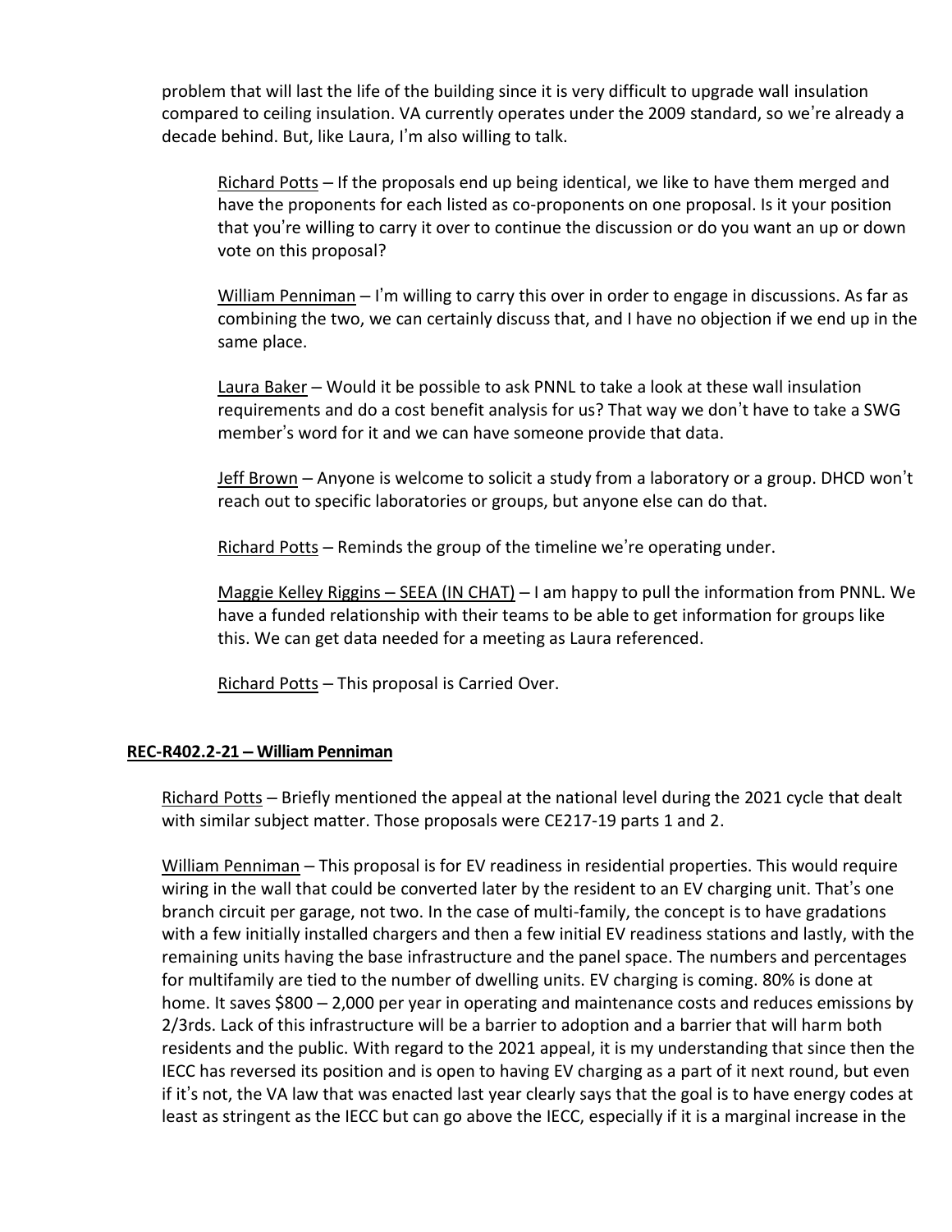problem that will last the life of the building since it is very difficult to upgrade wall insulation compared to ceiling insulation. VA currently operates under the 2009 standard, so we're already a decade behind. But, like Laura, I'm also willing to talk.

Richard Potts – If the proposals end up being identical, we like to have them merged and have the proponents for each listed as co-proponents on one proposal. Is it your position that you're willing to carry it over to continue the discussion or do you want an up or down vote on this proposal?

William Penniman – I'm willing to carry this over in order to engage in discussions. As far as combining the two, we can certainly discuss that, and I have no objection if we end up in the same place.

Laura Baker – Would it be possible to ask PNNL to take a look at these wall insulation requirements and do a cost benefit analysis for us? That way we don't have to take a SWG member's word for it and we can have someone provide that data.

Jeff Brown – Anyone is welcome to solicit a study from a laboratory or a group. DHCD won't reach out to specific laboratories or groups, but anyone else can do that.

Richard Potts – Reminds the group of the timeline we're operating under.

Maggie Kelley Riggins – SEEA (IN CHAT) – I am happy to pull the information from PNNL. We have a funded relationship with their teams to be able to get information for groups like this. We can get data needed for a meeting as Laura referenced.

Richard Potts – This proposal is Carried Over.

**REC-R402.2-21 – William Penniman**

Richard Potts – Briefly mentioned the appeal at the national level during the 2021 cycle that dealt with similar subject matter. Those proposals were CE217-19 parts 1 and 2.

William Penniman – This proposal is for EV readiness in residential properties. This would require wiring in the wall that could be converted later by the resident to an EV charging unit. That's one branch circuit per garage, not two. In the case of multi-family, the concept is to have gradations with a few initially installed chargers and then a few initial EV readiness stations and lastly, with the remaining units having the base infrastructure and the panel space. The numbers and percentages for multifamily are tied to the number of dwelling units. EV charging is coming. 80% is done at home. It saves $800 – 2,000 per year in operating and maintenance costs and reduces emissions by 2/3rds. Lack of this infrastructure will be a barrier to adoption and a barrier that will harm both residents and the public. With regard to the 2021 appeal, it is my understanding that since then the IECC has reversed its position and is open to having EV charging as a part of it next round, but even if it's not, the VA law that was enacted last year clearly says that the goal is to have energy codes at least as stringent as the IECC but can go above the IECC, especially if it is a marginal increase in the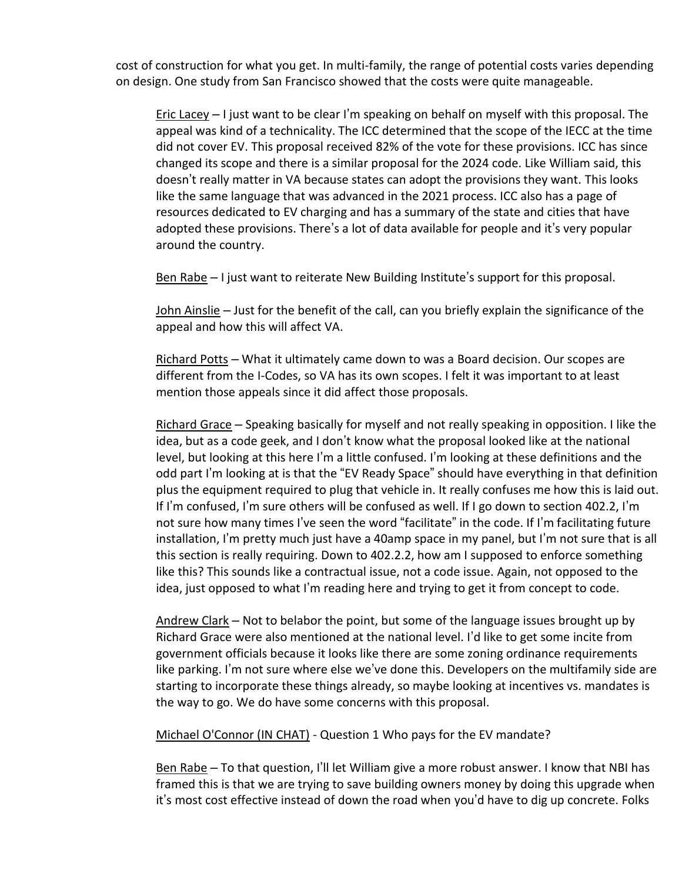cost of construction for what you get. In multi-family, the range of potential costs varies depending on design. One study from San Francisco showed that the costs were quite manageable.

Eric Lacey – I just want to be clear I'm speaking on behalf on myself with this proposal. The appeal was kind of a technicality. The ICC determined that the scope of the IECC at the time did not cover EV. This proposal received 82% of the vote for these provisions. ICC has since changed its scope and there is a similar proposal for the 2024 code. Like William said, this doesn't really matter in VA because states can adopt the provisions they want. This looks like the same language that was advanced in the 2021 process. ICC also has a page of resources dedicated to EV charging and has a summary of the state and cities that have adopted these provisions. There's a lot of data available for people and it's very popular around the country.

Ben Rabe – I just want to reiterate New Building Institute's support for this proposal.

John Ainslie – Just for the benefit of the call, can you briefly explain the significance of the appeal and how this will affect VA.

Richard Potts – What it ultimately came down to was a Board decision. Our scopes are different from the I-Codes, so VA has its own scopes. I felt it was important to at least mention those appeals since it did affect those proposals.

Richard Grace – Speaking basically for myself and not really speaking in opposition. I like the idea, but as a code geek, and I don't know what the proposal looked like at the national level, but looking at this here I'm a little confused. I'm looking at these definitions and the odd part I'm looking at is that the "EV Ready Space" should have everything in that definition plus the equipment required to plug that vehicle in. It really confuses me how this is laid out. If I'm confused, I'm sure others will be confused as well. If I go down to section 402.2, I'm not sure how many times I've seen the word "facilitate" in the code. If I'm facilitating future installation, I'm pretty much just have a 40amp space in my panel, but I'm not sure that is all this section is really requiring. Down to 402.2.2, how am I supposed to enforce something like this? This sounds like a contractual issue, not a code issue. Again, not opposed to the idea, just opposed to what I'm reading here and trying to get it from concept to code.

Andrew Clark – Not to belabor the point, but some of the language issues brought up by Richard Grace were also mentioned at the national level. I'd like to get some incite from government officials because it looks like there are some zoning ordinance requirements like parking. I'm not sure where else we've done this. Developers on the multifamily side are starting to incorporate these things already, so maybe looking at incentives vs. mandates is the way to go. We do have some concerns with this proposal.

Michael O'Connor (IN CHAT) - Question 1 Who pays for the EV mandate?

Ben Rabe – To that question, I'll let William give a more robust answer. I know that NBI has framed this is that we are trying to save building owners money by doing this upgrade when it's most cost effective instead of down the road when you'd have to dig up concrete. Folks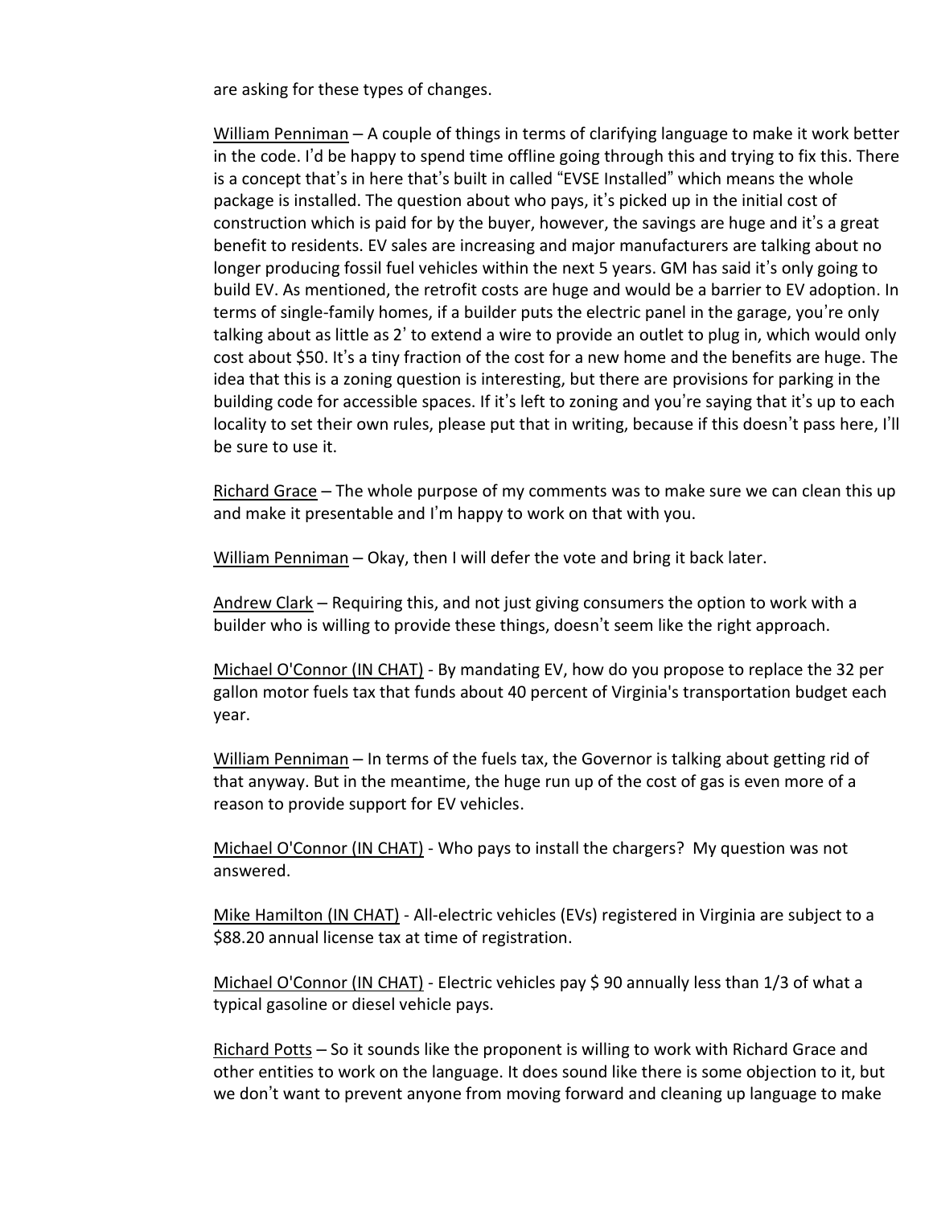are asking for these types of changes.

William Penniman – A couple of things in terms of clarifying language to make it work better in the code. I'd be happy to spend time offline going through this and trying to fix this. There is a concept that's in here that's built in called "EVSE Installed" which means the whole package is installed. The question about who pays, it's picked up in the initial cost of construction which is paid for by the buyer, however, the savings are huge and it's a great benefit to residents. EV sales are increasing and major manufacturers are talking about no longer producing fossil fuel vehicles within the next 5 years. GM has said it's only going to build EV. As mentioned, the retrofit costs are huge and would be a barrier to EV adoption. In terms of single-family homes, if a builder puts the electric panel in the garage, you're only talking about as little as 2' to extend a wire to provide an outlet to plug in, which would only cost about $50. It's a tiny fraction of the cost for a new home and the benefits are huge. The idea that this is a zoning question is interesting, but there are provisions for parking in the building code for accessible spaces. If it's left to zoning and you're saying that it's up to each locality to set their own rules, please put that in writing, because if this doesn't pass here, I'll be sure to use it.

Richard Grace – The whole purpose of my comments was to make sure we can clean this up and make it presentable and I'm happy to work on that with you.

William Penniman – Okay, then I will defer the vote and bring it back later.

Andrew Clark – Requiring this, and not just giving consumers the option to work with a builder who is willing to provide these things, doesn't seem like the right approach.

Michael O'Connor (IN CHAT) - By mandating EV, how do you propose to replace the 32 per gallon motor fuels tax that funds about 40 percent of Virginia's transportation budget each year.

William Penniman – In terms of the fuels tax, the Governor is talking about getting rid of that anyway. But in the meantime, the huge run up of the cost of gas is even more of a reason to provide support for EV vehicles.

Michael O'Connor (IN CHAT) - Who pays to install the chargers? My question was not answered.

Mike Hamilton (IN CHAT) - All-electric vehicles (EVs) registered in Virginia are subject to a $88.20 annual license tax at time of registration.

Michael O'Connor (IN CHAT) - Electric vehicles pay $ 90 annually less than 1/3 of what a typical gasoline or diesel vehicle pays.

Richard Potts – So it sounds like the proponent is willing to work with Richard Grace and other entities to work on the language. It does sound like there is some objection to it, but we don't want to prevent anyone from moving forward and cleaning up language to make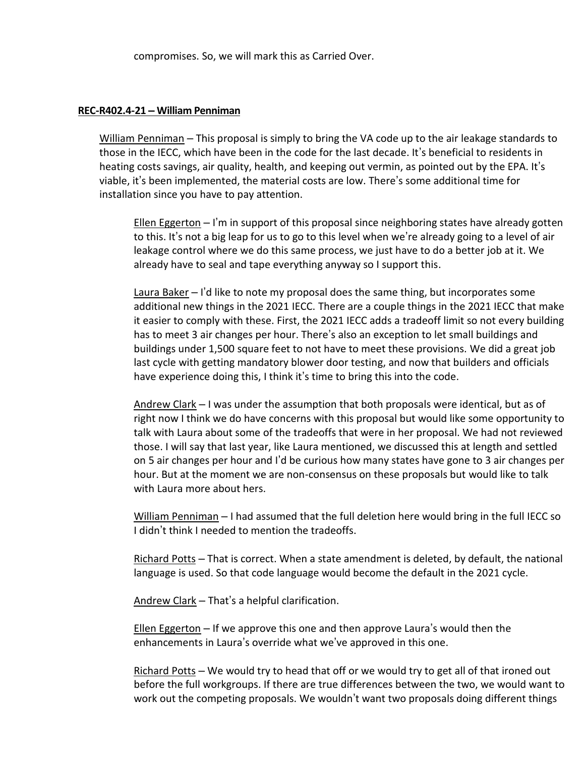compromises. So, we will mark this as Carried Over.

**REC-R402.4-21 – William Penniman**

William Penniman – This proposal is simply to bring the VA code up to the air leakage standards to those in the IECC, which have been in the code for the last decade. It's beneficial to residents in heating costs savings, air quality, health, and keeping out vermin, as pointed out by the EPA. It's viable, it's been implemented, the material costs are low. There's some additional time for installation since you have to pay attention.

Ellen Eggerton – I'm in support of this proposal since neighboring states have already gotten to this. It's not a big leap for us to go to this level when we're already going to a level of air leakage control where we do this same process, we just have to do a better job at it. We already have to seal and tape everything anyway so I support this.

Laura Baker – I'd like to note my proposal does the same thing, but incorporates some additional new things in the 2021 IECC. There are a couple things in the 2021 IECC that make it easier to comply with these. First, the 2021 IECC adds a tradeoff limit so not every building has to meet 3 air changes per hour. There's also an exception to let small buildings and buildings under 1,500 square feet to not have to meet these provisions. We did a great job last cycle with getting mandatory blower door testing, and now that builders and officials have experience doing this, I think it's time to bring this into the code.

Andrew Clark – I was under the assumption that both proposals were identical, but as of right now I think we do have concerns with this proposal but would like some opportunity to talk with Laura about some of the tradeoffs that were in her proposal. We had not reviewed those. I will say that last year, like Laura mentioned, we discussed this at length and settled on 5 air changes per hour and I'd be curious how many states have gone to 3 air changes per hour. But at the moment we are non-consensus on these proposals but would like to talk with Laura more about hers.

William Penniman – I had assumed that the full deletion here would bring in the full IECC so I didn't think I needed to mention the tradeoffs.

Richard Potts – That is correct. When a state amendment is deleted, by default, the national language is used. So that code language would become the default in the 2021 cycle.

Andrew Clark – That's a helpful clarification.

Ellen Eggerton – If we approve this one and then approve Laura's would then the enhancements in Laura's override what we've approved in this one.

Richard Potts – We would try to head that off or we would try to get all of that ironed out before the full workgroups. If there are true differences between the two, we would want to work out the competing proposals. We wouldn't want two proposals doing different things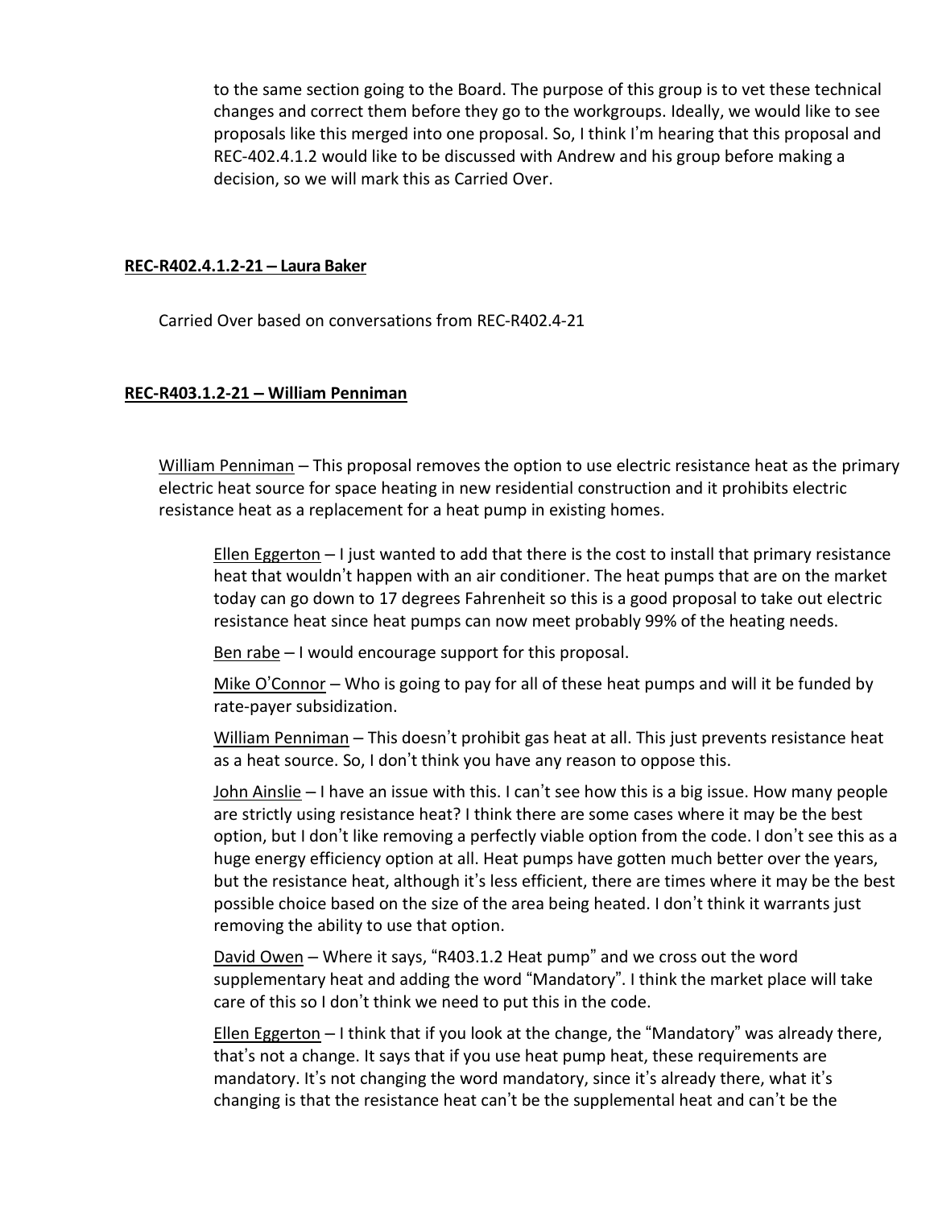to the same section going to the Board. The purpose of this group is to vet these technical changes and correct them before they go to the workgroups. Ideally, we would like to see proposals like this merged into one proposal. So, I think I'm hearing that this proposal and REC-402.4.1.2 would like to be discussed with Andrew and his group before making a decision, so we will mark this as Carried Over.

**REC-R402.4.1.2-21 – Laura Baker**

Carried Over based on conversations from REC-R402.4-21

**REC-R403.1.2-21 – William Penniman**

William Penniman – This proposal removes the option to use electric resistance heat as the primary electric heat source for space heating in new residential construction and it prohibits electric resistance heat as a replacement for a heat pump in existing homes.

Ellen Eggerton – I just wanted to add that there is the cost to install that primary resistance heat that wouldn't happen with an air conditioner. The heat pumps that are on the market today can go down to 17 degrees Fahrenheit so this is a good proposal to take out electric resistance heat since heat pumps can now meet probably 99% of the heating needs.

Ben rabe – I would encourage support for this proposal.

Mike O'Connor – Who is going to pay for all of these heat pumps and will it be funded by rate-payer subsidization.

William Penniman – This doesn't prohibit gas heat at all. This just prevents resistance heat as a heat source. So, I don't think you have any reason to oppose this.

John Ainslie – I have an issue with this. I can't see how this is a big issue. How many people are strictly using resistance heat? I think there are some cases where it may be the best option, but I don't like removing a perfectly viable option from the code. I don't see this as a huge energy efficiency option at all. Heat pumps have gotten much better over the years, but the resistance heat, although it's less efficient, there are times where it may be the best possible choice based on the size of the area being heated. I don't think it warrants just removing the ability to use that option.

David Owen – Where it says, "R403.1.2 Heat pump" and we cross out the word supplementary heat and adding the word "Mandatory". I think the market place will take care of this so I don't think we need to put this in the code.

Ellen Eggerton – I think that if you look at the change, the "Mandatory" was already there, that's not a change. It says that if you use heat pump heat, these requirements are mandatory. It's not changing the word mandatory, since it's already there, what it's changing is that the resistance heat can't be the supplemental heat and can't be the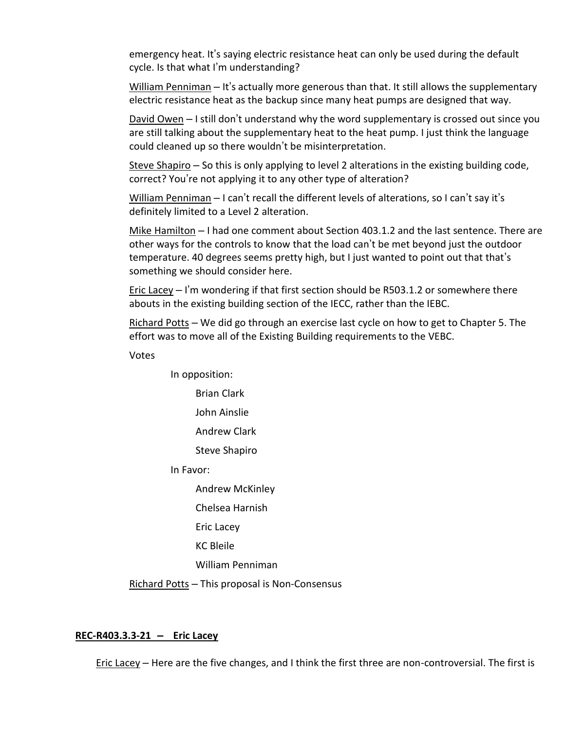emergency heat. It's saying electric resistance heat can only be used during the default cycle. Is that what I'm understanding?

William Penniman – It's actually more generous than that. It still allows the supplementary electric resistance heat as the backup since many heat pumps are designed that way.

David Owen – I still don't understand why the word supplementary is crossed out since you are still talking about the supplementary heat to the heat pump. I just think the language could cleaned up so there wouldn't be misinterpretation.

Steve Shapiro – So this is only applying to level 2 alterations in the existing building code, correct? You're not applying it to any other type of alteration?

William Penniman – I can't recall the different levels of alterations, so I can't say it's definitely limited to a Level 2 alteration.

Mike Hamilton – I had one comment about Section 403.1.2 and the last sentence. There are other ways for the controls to know that the load can't be met beyond just the outdoor temperature. 40 degrees seems pretty high, but I just wanted to point out that that's something we should consider here.

Eric Lacey – I'm wondering if that first section should be R503.1.2 or somewhere there abouts in the existing building section of the IECC, rather than the IEBC.

Richard Potts – We did go through an exercise last cycle on how to get to Chapter 5. The effort was to move all of the Existing Building requirements to the VEBC.

Votes

In opposition:

- Brian Clark
- John Ainslie
- Andrew Clark
- Steve Shapiro

In Favor:

- Andrew McKinley
- Chelsea Harnish
- Eric Lacey
- KC Bleile
- William Penniman

Richard Potts – This proposal is Non-Consensus

**REC-R403.3.3-21 – Eric Lacey**

Eric Lacey – Here are the five changes, and I think the first three are non-controversial. The first is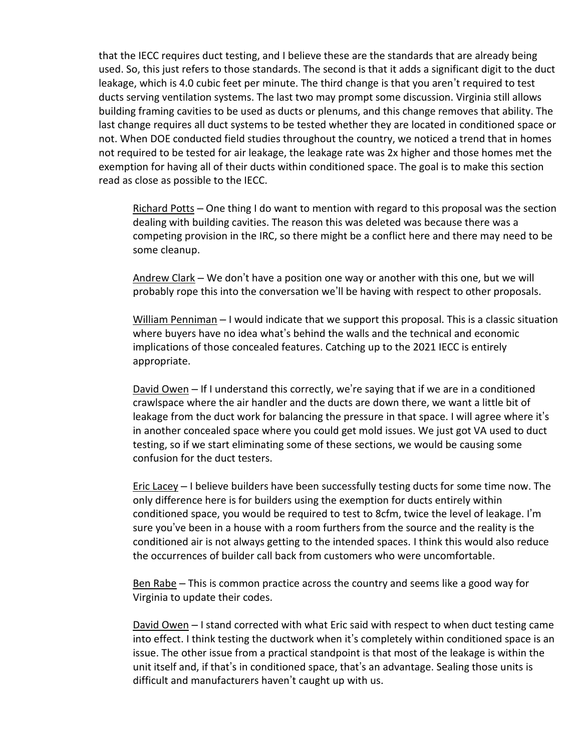that the IECC requires duct testing, and I believe these are the standards that are already being used. So, this just refers to those standards. The second is that it adds a significant digit to the duct leakage, which is 4.0 cubic feet per minute. The third change is that you aren't required to test ducts serving ventilation systems. The last two may prompt some discussion. Virginia still allows building framing cavities to be used as ducts or plenums, and this change removes that ability. The last change requires all duct systems to be tested whether they are located in conditioned space or not. When DOE conducted field studies throughout the country, we noticed a trend that in homes not required to be tested for air leakage, the leakage rate was 2x higher and those homes met the exemption for having all of their ducts within conditioned space. The goal is to make this section read as close as possible to the IECC.

> Richard Potts – One thing I do want to mention with regard to this proposal was the section dealing with building cavities. The reason this was deleted was because there was a competing provision in the IRC, so there might be a conflict here and there may need to be some cleanup.
>
> Andrew Clark – We don't have a position one way or another with this one, but we will probably rope this into the conversation we'll be having with respect to other proposals.
>
> William Penniman – I would indicate that we support this proposal. This is a classic situation where buyers have no idea what's behind the walls and the technical and economic implications of those concealed features. Catching up to the 2021 IECC is entirely appropriate.
>
> David Owen – If I understand this correctly, we're saying that if we are in a conditioned crawlspace where the air handler and the ducts are down there, we want a little bit of leakage from the duct work for balancing the pressure in that space. I will agree where it's in another concealed space where you could get mold issues. We just got VA used to duct testing, so if we start eliminating some of these sections, we would be causing some confusion for the duct testers.
>
> Eric Lacey – I believe builders have been successfully testing ducts for some time now. The only difference here is for builders using the exemption for ducts entirely within conditioned space, you would be required to test to 8cfm, twice the level of leakage. I'm sure you've been in a house with a room furthers from the source and the reality is the conditioned air is not always getting to the intended spaces. I think this would also reduce the occurrences of builder call back from customers who were uncomfortable.
>
> Ben Rabe – This is common practice across the country and seems like a good way for Virginia to update their codes.
>
> David Owen – I stand corrected with what Eric said with respect to when duct testing came into effect. I think testing the ductwork when it's completely within conditioned space is an issue. The other issue from a practical standpoint is that most of the leakage is within the unit itself and, if that's in conditioned space, that's an advantage. Sealing those units is difficult and manufacturers haven't caught up with us.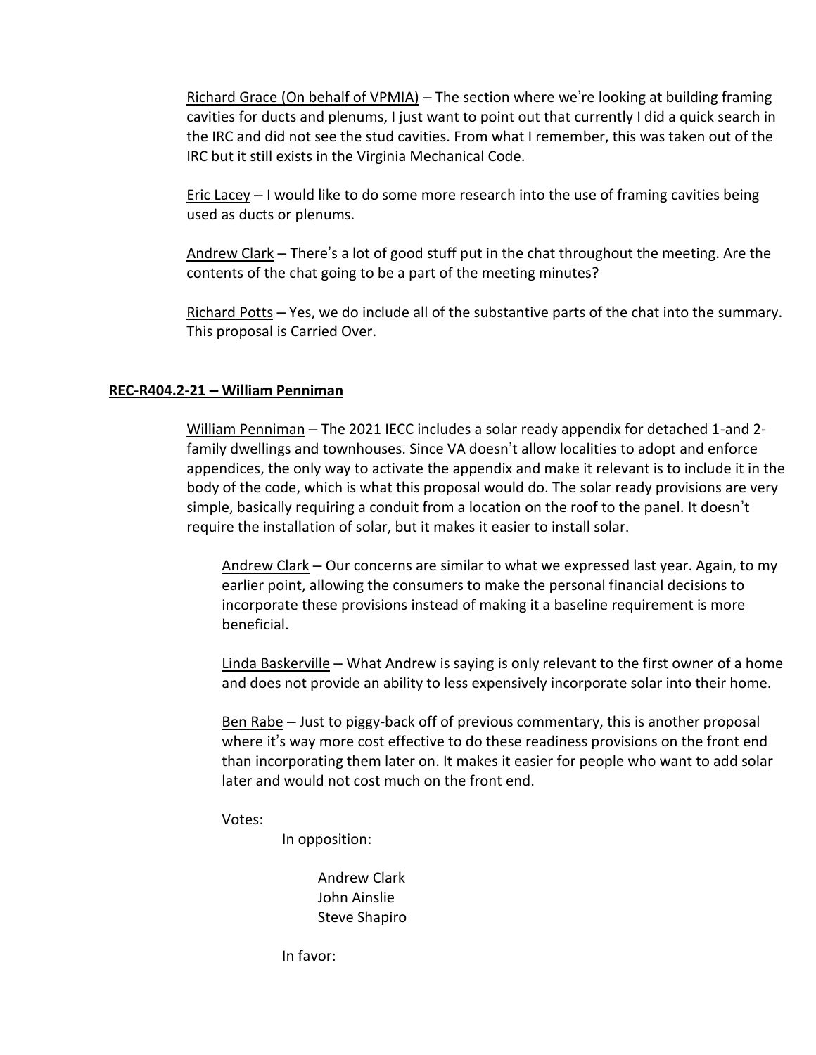Richard Grace (On behalf of VPMIA) – The section where we're looking at building framing cavities for ducts and plenums, I just want to point out that currently I did a quick search in the IRC and did not see the stud cavities. From what I remember, this was taken out of the IRC but it still exists in the Virginia Mechanical Code.

Eric Lacey – I would like to do some more research into the use of framing cavities being used as ducts or plenums.

Andrew Clark – There's a lot of good stuff put in the chat throughout the meeting. Are the contents of the chat going to be a part of the meeting minutes?

Richard Potts – Yes, we do include all of the substantive parts of the chat into the summary. This proposal is Carried Over.

**REC-R404.2-21 – William Penniman**

William Penniman – The 2021 IECC includes a solar ready appendix for detached 1-and 2-family dwellings and townhouses. Since VA doesn't allow localities to adopt and enforce appendices, the only way to activate the appendix and make it relevant is to include it in the body of the code, which is what this proposal would do. The solar ready provisions are very simple, basically requiring a conduit from a location on the roof to the panel. It doesn't require the installation of solar, but it makes it easier to install solar.

Andrew Clark – Our concerns are similar to what we expressed last year. Again, to my earlier point, allowing the consumers to make the personal financial decisions to incorporate these provisions instead of making it a baseline requirement is more beneficial.

Linda Baskerville – What Andrew is saying is only relevant to the first owner of a home and does not provide an ability to less expensively incorporate solar into their home.

Ben Rabe – Just to piggy-back off of previous commentary, this is another proposal where it's way more cost effective to do these readiness provisions on the front end than incorporating them later on. It makes it easier for people who want to add solar later and would not cost much on the front end.

Votes:

In opposition:

Andrew Clark
John Ainslie
Steve Shapiro

In favor: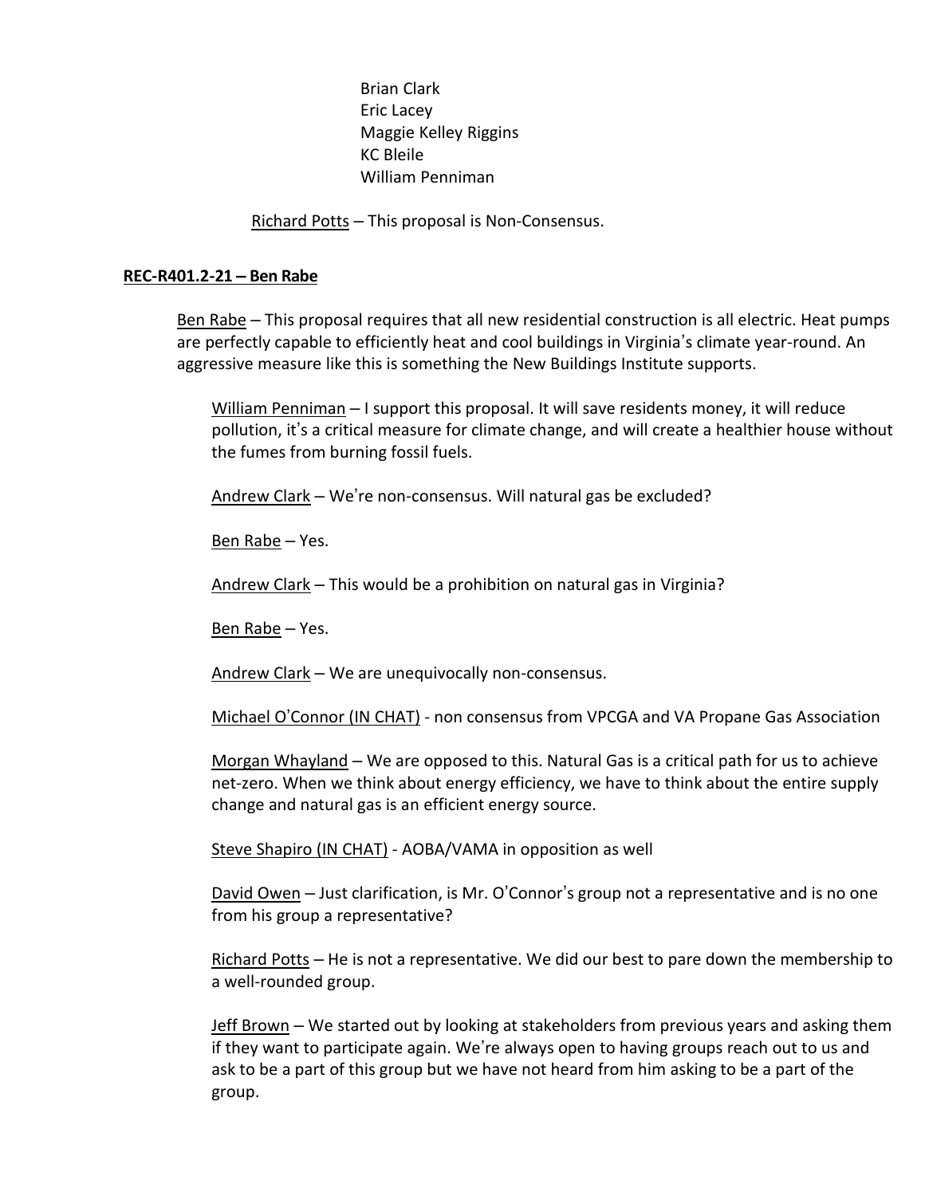Brian Clark
Eric Lacey
Maggie Kelley Riggins
KC Bleile
William Penniman

Richard Potts – This proposal is Non-Consensus.

**REC-R401.2-21 – Ben Rabe**

Ben Rabe – This proposal requires that all new residential construction is all electric. Heat pumps are perfectly capable to efficiently heat and cool buildings in Virginia's climate year-round. An aggressive measure like this is something the New Buildings Institute supports.

William Penniman – I support this proposal. It will save residents money, it will reduce pollution, it's a critical measure for climate change, and will create a healthier house without the fumes from burning fossil fuels.

Andrew Clark – We're non-consensus. Will natural gas be excluded?

Ben Rabe – Yes.

Andrew Clark – This would be a prohibition on natural gas in Virginia?

Ben Rabe – Yes.

Andrew Clark – We are unequivocally non-consensus.

Michael O'Connor (IN CHAT) - non consensus from VPCGA and VA Propane Gas Association

Morgan Whayland – We are opposed to this. Natural Gas is a critical path for us to achieve net-zero. When we think about energy efficiency, we have to think about the entire supply change and natural gas is an efficient energy source.

Steve Shapiro (IN CHAT) - AOBA/VAMA in opposition as well

David Owen – Just clarification, is Mr. O'Connor's group not a representative and is no one from his group a representative?

Richard Potts – He is not a representative. We did our best to pare down the membership to a well-rounded group.

Jeff Brown – We started out by looking at stakeholders from previous years and asking them if they want to participate again. We're always open to having groups reach out to us and ask to be a part of this group but we have not heard from him asking to be a part of the group.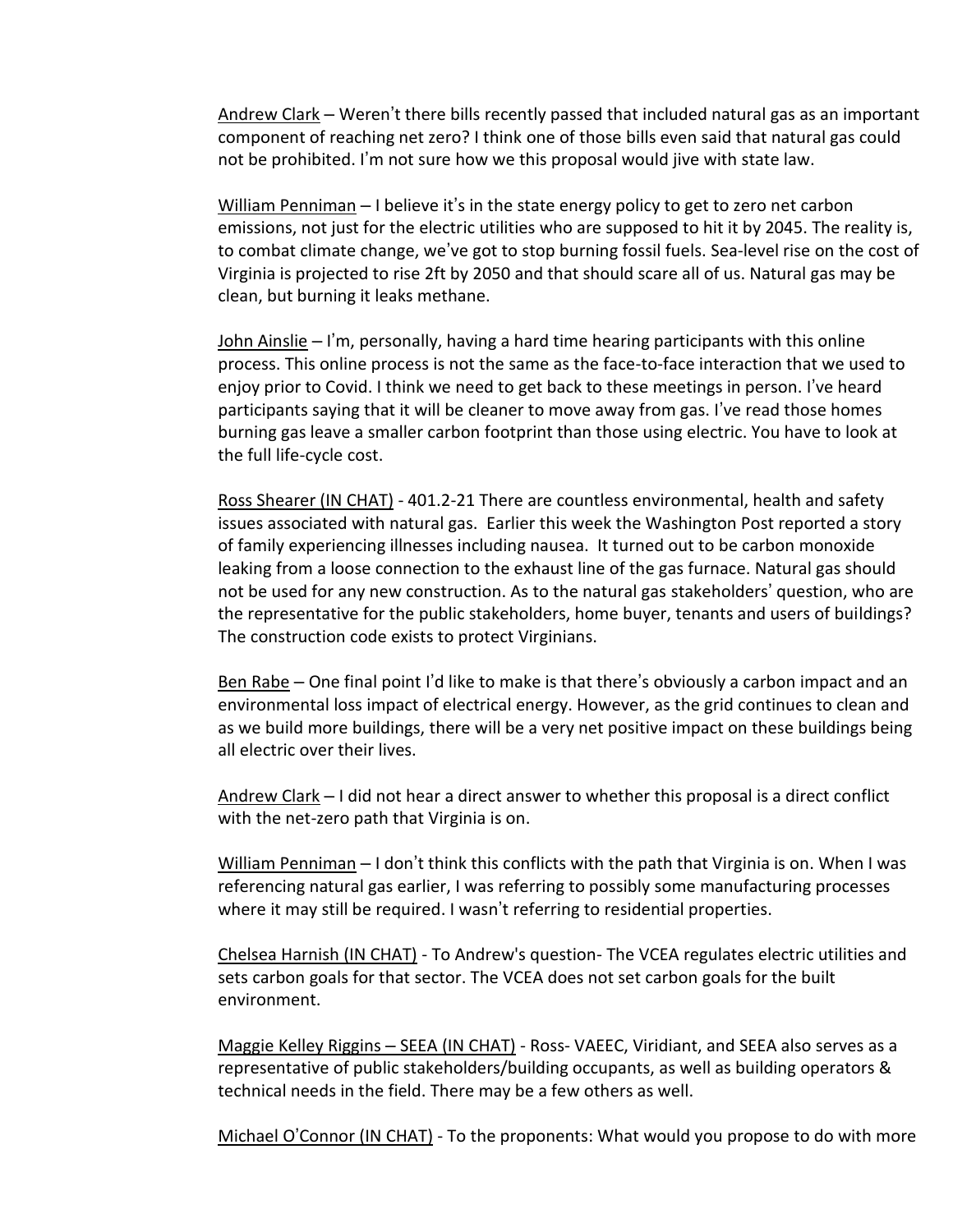Andrew Clark – Weren't there bills recently passed that included natural gas as an important component of reaching net zero? I think one of those bills even said that natural gas could not be prohibited. I'm not sure how we this proposal would jive with state law.

William Penniman – I believe it's in the state energy policy to get to zero net carbon emissions, not just for the electric utilities who are supposed to hit it by 2045. The reality is, to combat climate change, we've got to stop burning fossil fuels. Sea-level rise on the cost of Virginia is projected to rise 2ft by 2050 and that should scare all of us. Natural gas may be clean, but burning it leaks methane.

John Ainslie – I'm, personally, having a hard time hearing participants with this online process. This online process is not the same as the face-to-face interaction that we used to enjoy prior to Covid. I think we need to get back to these meetings in person. I've heard participants saying that it will be cleaner to move away from gas. I've read those homes burning gas leave a smaller carbon footprint than those using electric. You have to look at the full life-cycle cost.

Ross Shearer (IN CHAT) - 401.2-21 There are countless environmental, health and safety issues associated with natural gas. Earlier this week the Washington Post reported a story of family experiencing illnesses including nausea. It turned out to be carbon monoxide leaking from a loose connection to the exhaust line of the gas furnace. Natural gas should not be used for any new construction. As to the natural gas stakeholders' question, who are the representative for the public stakeholders, home buyer, tenants and users of buildings? The construction code exists to protect Virginians.

Ben Rabe – One final point I'd like to make is that there's obviously a carbon impact and an environmental loss impact of electrical energy. However, as the grid continues to clean and as we build more buildings, there will be a very net positive impact on these buildings being all electric over their lives.

Andrew Clark – I did not hear a direct answer to whether this proposal is a direct conflict with the net-zero path that Virginia is on.

William Penniman – I don't think this conflicts with the path that Virginia is on. When I was referencing natural gas earlier, I was referring to possibly some manufacturing processes where it may still be required. I wasn't referring to residential properties.

Chelsea Harnish (IN CHAT) - To Andrew's question- The VCEA regulates electric utilities and sets carbon goals for that sector. The VCEA does not set carbon goals for the built environment.

Maggie Kelley Riggins – SEEA (IN CHAT) - Ross- VAEEC, Viridiant, and SEEA also serves as a representative of public stakeholders/building occupants, as well as building operators & technical needs in the field. There may be a few others as well.

Michael O'Connor (IN CHAT) - To the proponents: What would you propose to do with more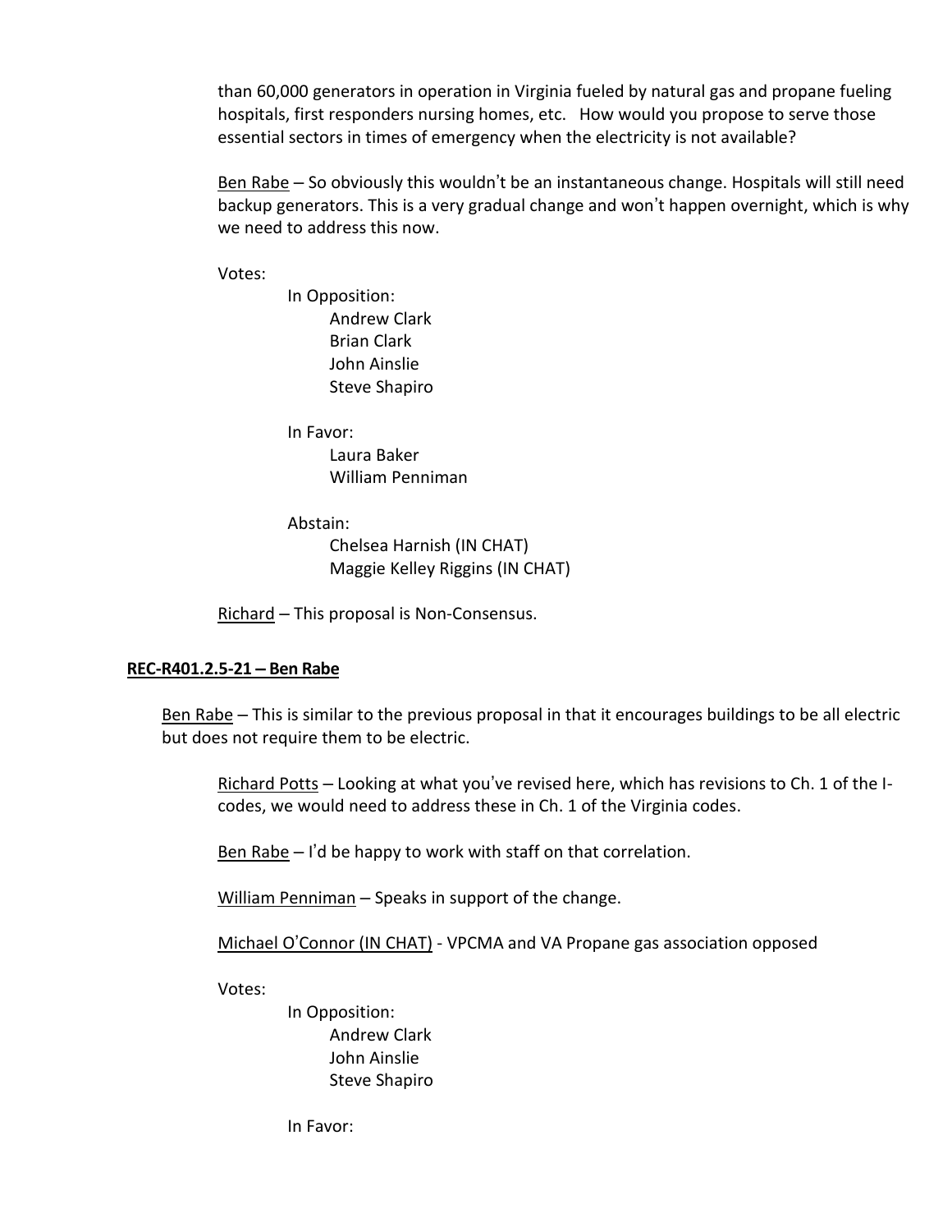than 60,000 generators in operation in Virginia fueled by natural gas and propane fueling hospitals, first responders nursing homes, etc. How would you propose to serve those essential sectors in times of emergency when the electricity is not available?

Ben Rabe – So obviously this wouldn't be an instantaneous change. Hospitals will still need backup generators. This is a very gradual change and won't happen overnight, which is why we need to address this now.

Votes:

In Opposition:
- Andrew Clark
- Brian Clark
- John Ainslie
- Steve Shapiro

In Favor:
- Laura Baker
- William Penniman

Abstain:
- Chelsea Harnish (IN CHAT)
- Maggie Kelley Riggins (IN CHAT)

Richard – This proposal is Non-Consensus.

**REC-R401.2.5-21 – Ben Rabe**

Ben Rabe – This is similar to the previous proposal in that it encourages buildings to be all electric but does not require them to be electric.

Richard Potts – Looking at what you've revised here, which has revisions to Ch. 1 of the I-codes, we would need to address these in Ch. 1 of the Virginia codes.

Ben Rabe – I'd be happy to work with staff on that correlation.

William Penniman – Speaks in support of the change.

Michael O'Connor (IN CHAT) - VPCMA and VA Propane gas association opposed

Votes:

In Opposition:
- Andrew Clark
- John Ainslie
- Steve Shapiro

In Favor: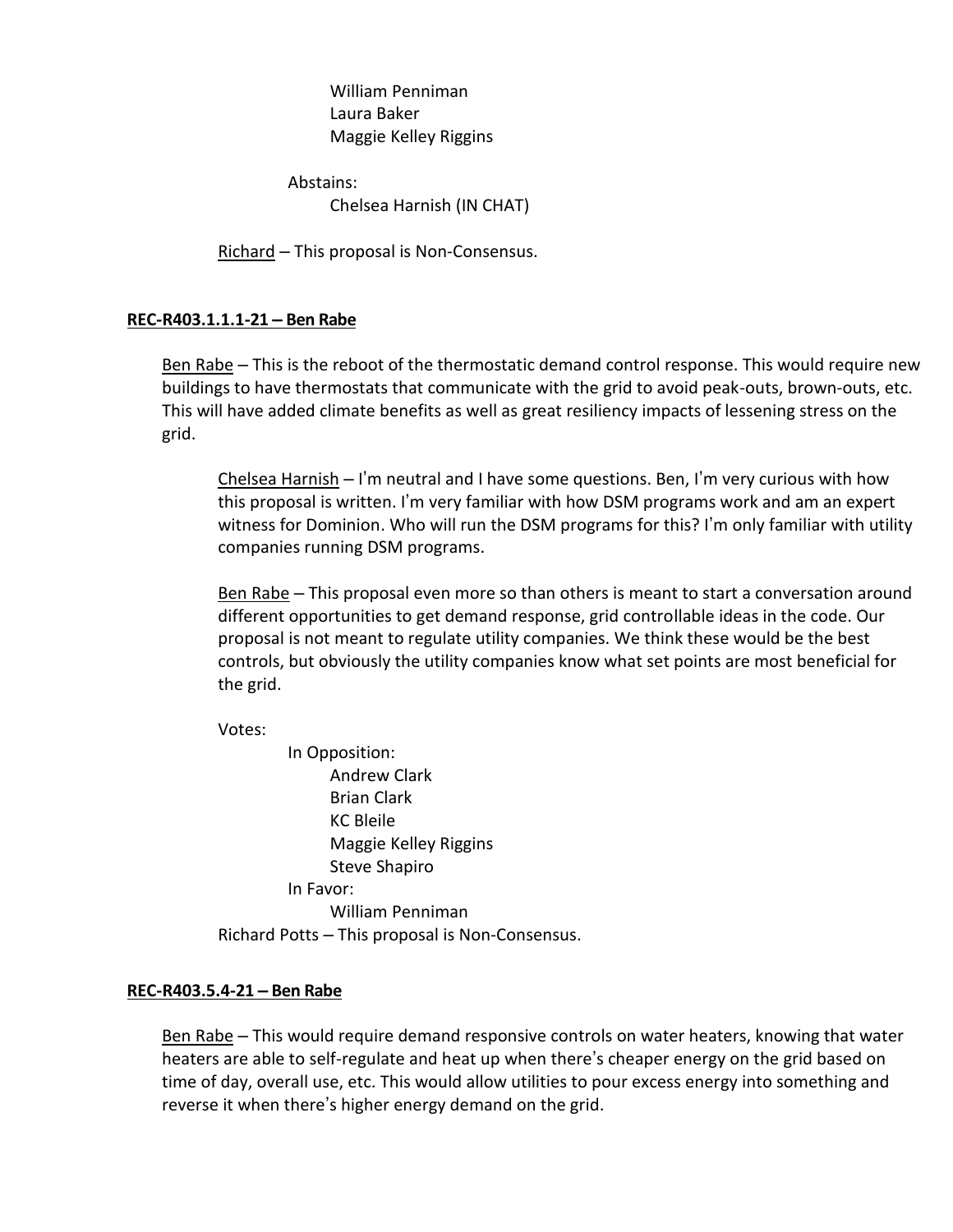William Penniman
Laura Baker
Maggie Kelley Riggins

Abstains:
Chelsea Harnish (IN CHAT)

Richard – This proposal is Non-Consensus.

**REC-R403.1.1.1-21 – Ben Rabe**

Ben Rabe – This is the reboot of the thermostatic demand control response. This would require new buildings to have thermostats that communicate with the grid to avoid peak-outs, brown-outs, etc. This will have added climate benefits as well as great resiliency impacts of lessening stress on the grid.

Chelsea Harnish – I'm neutral and I have some questions. Ben, I'm very curious with how this proposal is written. I'm very familiar with how DSM programs work and am an expert witness for Dominion. Who will run the DSM programs for this? I'm only familiar with utility companies running DSM programs.

Ben Rabe – This proposal even more so than others is meant to start a conversation around different opportunities to get demand response, grid controllable ideas in the code. Our proposal is not meant to regulate utility companies. We think these would be the best controls, but obviously the utility companies know what set points are most beneficial for the grid.

Votes:

In Opposition:
Andrew Clark
Brian Clark
KC Bleile
Maggie Kelley Riggins
Steve Shapiro

In Favor:
William Penniman

Richard Potts – This proposal is Non-Consensus.

**REC-R403.5.4-21 – Ben Rabe**

Ben Rabe – This would require demand responsive controls on water heaters, knowing that water heaters are able to self-regulate and heat up when there's cheaper energy on the grid based on time of day, overall use, etc. This would allow utilities to pour excess energy into something and reverse it when there's higher energy demand on the grid.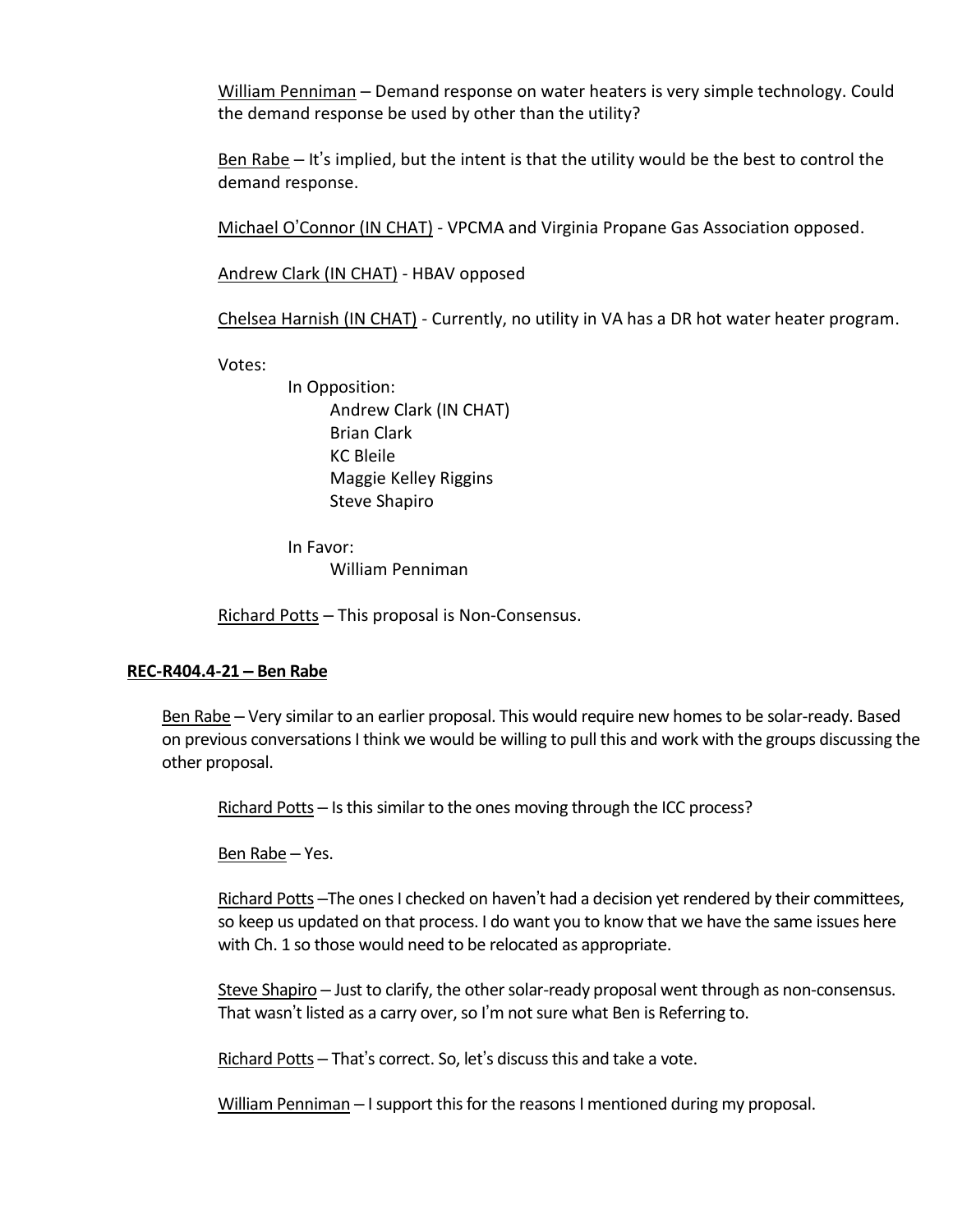William Penniman – Demand response on water heaters is very simple technology. Could the demand response be used by other than the utility?

Ben Rabe – It's implied, but the intent is that the utility would be the best to control the demand response.

Michael O'Connor (IN CHAT) - VPCMA and Virginia Propane Gas Association opposed.

Andrew Clark (IN CHAT) - HBAV opposed

Chelsea Harnish (IN CHAT) - Currently, no utility in VA has a DR hot water heater program.

Votes:

In Opposition:
- Andrew Clark (IN CHAT)
- Brian Clark
- KC Bleile
- Maggie Kelley Riggins
- Steve Shapiro

In Favor:
- William Penniman

Richard Potts – This proposal is Non-Consensus.

**REC-R404.4-21 – Ben Rabe**

Ben Rabe – Very similar to an earlier proposal. This would require new homes to be solar-ready. Based on previous conversations I think we would be willing to pull this and work with the groups discussing the other proposal.

Richard Potts – Is this similar to the ones moving through the ICC process?

Ben Rabe – Yes.

Richard Potts –The ones I checked on haven't had a decision yet rendered by their committees, so keep us updated on that process. I do want you to know that we have the same issues here with Ch. 1 so those would need to be relocated as appropriate.

Steve Shapiro – Just to clarify, the other solar-ready proposal went through as non-consensus. That wasn't listed as a carry over, so I'm not sure what Ben is Referring to.

Richard Potts – That's correct. So, let's discuss this and take a vote.

William Penniman – I support this for the reasons I mentioned during my proposal.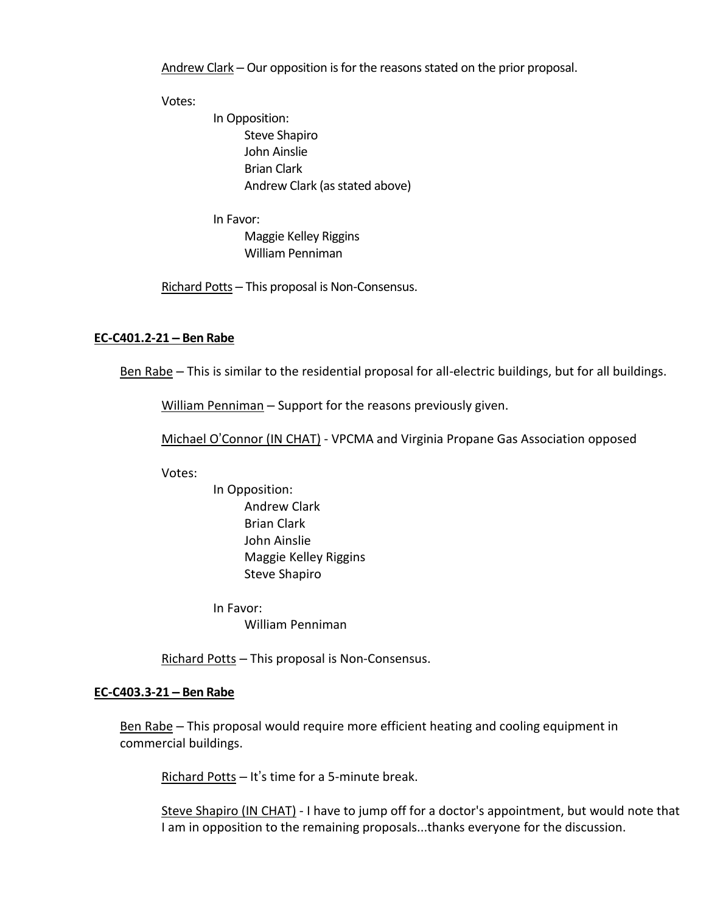Andrew Clark – Our opposition is for the reasons stated on the prior proposal.

Votes:

In Opposition:
- Steve Shapiro
- John Ainslie
- Brian Clark
- Andrew Clark (as stated above)

In Favor:
- Maggie Kelley Riggins
- William Penniman

Richard Potts – This proposal is Non-Consensus.

**EC-C401.2-21 – Ben Rabe**

Ben Rabe – This is similar to the residential proposal for all-electric buildings, but for all buildings.

William Penniman – Support for the reasons previously given.

Michael O'Connor (IN CHAT) - VPCMA and Virginia Propane Gas Association opposed

Votes:

In Opposition:
- Andrew Clark
- Brian Clark
- John Ainslie
- Maggie Kelley Riggins
- Steve Shapiro

In Favor:
- William Penniman

Richard Potts – This proposal is Non-Consensus.

**EC-C403.3-21 – Ben Rabe**

Ben Rabe – This proposal would require more efficient heating and cooling equipment in commercial buildings.

Richard Potts – It's time for a 5-minute break.

Steve Shapiro (IN CHAT) - I have to jump off for a doctor's appointment, but would note that I am in opposition to the remaining proposals...thanks everyone for the discussion.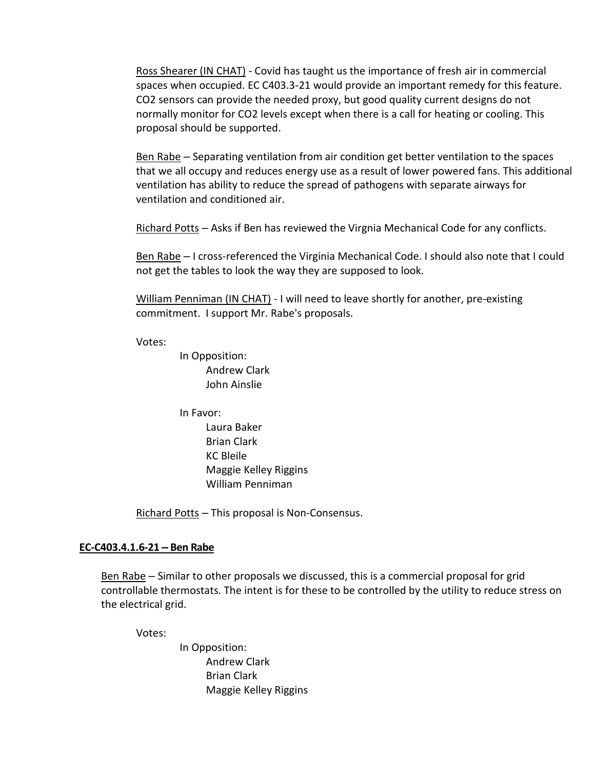Ross Shearer (IN CHAT) - Covid has taught us the importance of fresh air in commercial spaces when occupied. EC C403.3-21 would provide an important remedy for this feature. CO2 sensors can provide the needed proxy, but good quality current designs do not normally monitor for CO2 levels except when there is a call for heating or cooling. This proposal should be supported.

Ben Rabe – Separating ventilation from air condition get better ventilation to the spaces that we all occupy and reduces energy use as a result of lower powered fans. This additional ventilation has ability to reduce the spread of pathogens with separate airways for ventilation and conditioned air.

Richard Potts – Asks if Ben has reviewed the Virgnia Mechanical Code for any conflicts.

Ben Rabe – I cross-referenced the Virginia Mechanical Code. I should also note that I could not get the tables to look the way they are supposed to look.

William Penniman (IN CHAT) - I will need to leave shortly for another, pre-existing commitment. I support Mr. Rabe's proposals.

Votes:

In Opposition:
- Andrew Clark
- John Ainslie

In Favor:
- Laura Baker
- Brian Clark
- KC Bleile
- Maggie Kelley Riggins
- William Penniman

Richard Potts – This proposal is Non-Consensus.

**EC-C403.4.1.6-21 – Ben Rabe**

Ben Rabe – Similar to other proposals we discussed, this is a commercial proposal for grid controllable thermostats. The intent is for these to be controlled by the utility to reduce stress on the electrical grid.

Votes:

In Opposition:
- Andrew Clark
- Brian Clark
- Maggie Kelley Riggins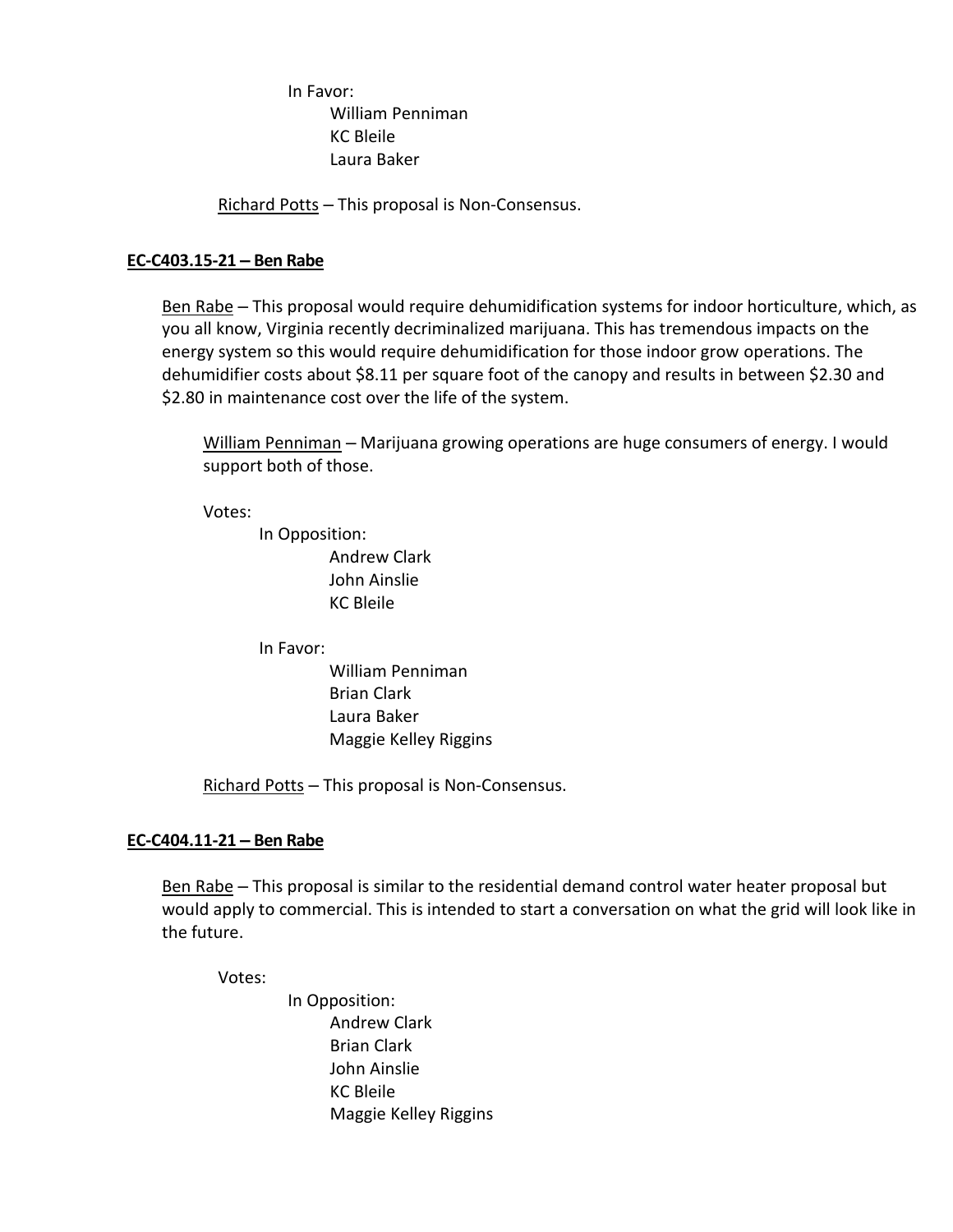In Favor:
- William Penniman
- KC Bleile
- Laura Baker

Richard Potts – This proposal is Non-Consensus.

**EC-C403.15-21 – Ben Rabe**

Ben Rabe – This proposal would require dehumidification systems for indoor horticulture, which, as you all know, Virginia recently decriminalized marijuana. This has tremendous impacts on the energy system so this would require dehumidification for those indoor grow operations. The dehumidifier costs about $8.11 per square foot of the canopy and results in between $2.30 and $2.80 in maintenance cost over the life of the system.

William Penniman – Marijuana growing operations are huge consumers of energy. I would support both of those.

Votes:

In Opposition:
- Andrew Clark
- John Ainslie
- KC Bleile

In Favor:
- William Penniman
- Brian Clark
- Laura Baker
- Maggie Kelley Riggins

Richard Potts – This proposal is Non-Consensus.

**EC-C404.11-21 – Ben Rabe**

Ben Rabe – This proposal is similar to the residential demand control water heater proposal but would apply to commercial. This is intended to start a conversation on what the grid will look like in the future.

Votes:

In Opposition:
- Andrew Clark
- Brian Clark
- John Ainslie
- KC Bleile
- Maggie Kelley Riggins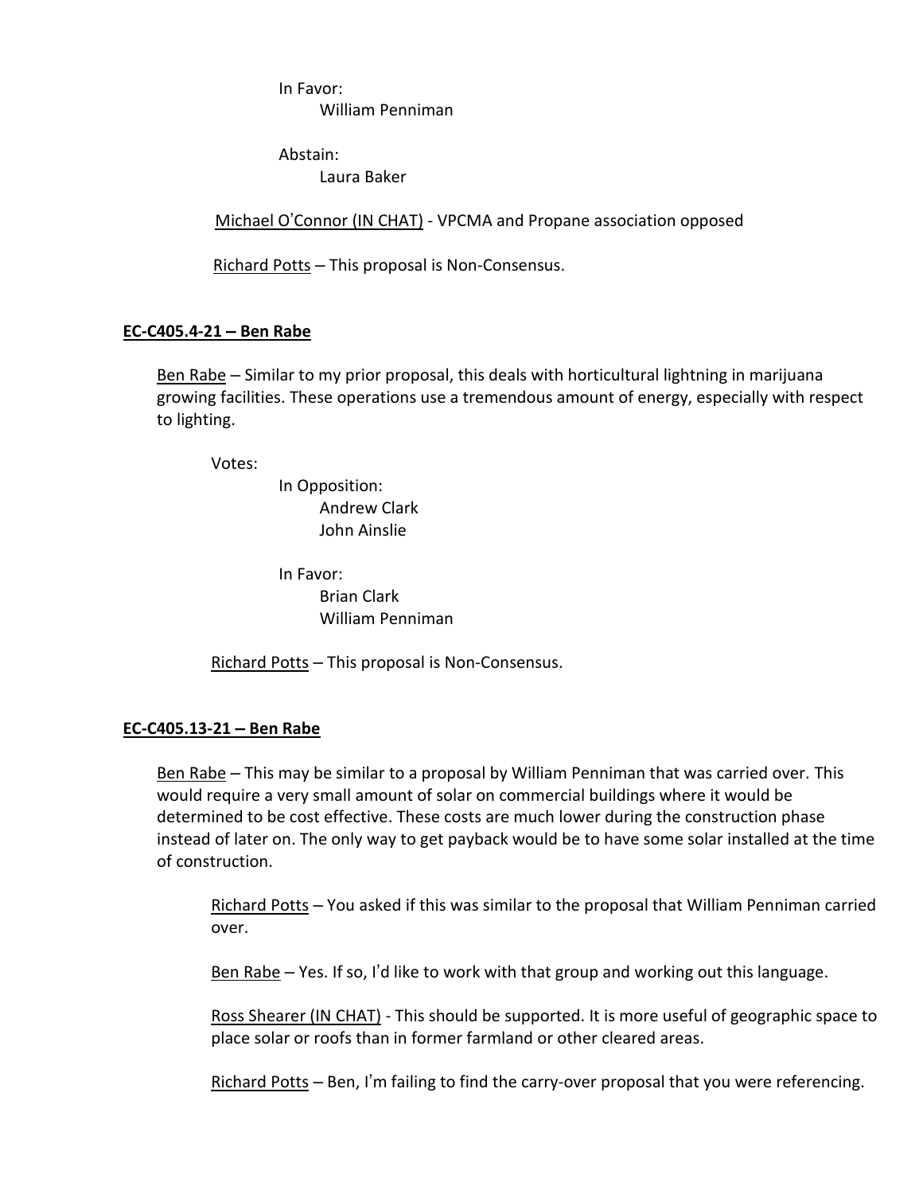In Favor:
William Penniman

Abstain:
Laura Baker

Michael O'Connor (IN CHAT) - VPCMA and Propane association opposed

Richard Potts – This proposal is Non-Consensus.

**EC-C405.4-21 – Ben Rabe**

Ben Rabe – Similar to my prior proposal, this deals with horticultural lightning in marijuana growing facilities. These operations use a tremendous amount of energy, especially with respect to lighting.

Votes:

In Opposition:
Andrew Clark
John Ainslie

In Favor:
Brian Clark
William Penniman

Richard Potts – This proposal is Non-Consensus.

**EC-C405.13-21 – Ben Rabe**

Ben Rabe – This may be similar to a proposal by William Penniman that was carried over. This would require a very small amount of solar on commercial buildings where it would be determined to be cost effective. These costs are much lower during the construction phase instead of later on. The only way to get payback would be to have some solar installed at the time of construction.

Richard Potts – You asked if this was similar to the proposal that William Penniman carried over.

Ben Rabe – Yes. If so, I'd like to work with that group and working out this language.

Ross Shearer (IN CHAT) - This should be supported. It is more useful of geographic space to place solar or roofs than in former farmland or other cleared areas.

Richard Potts – Ben, I'm failing to find the carry-over proposal that you were referencing.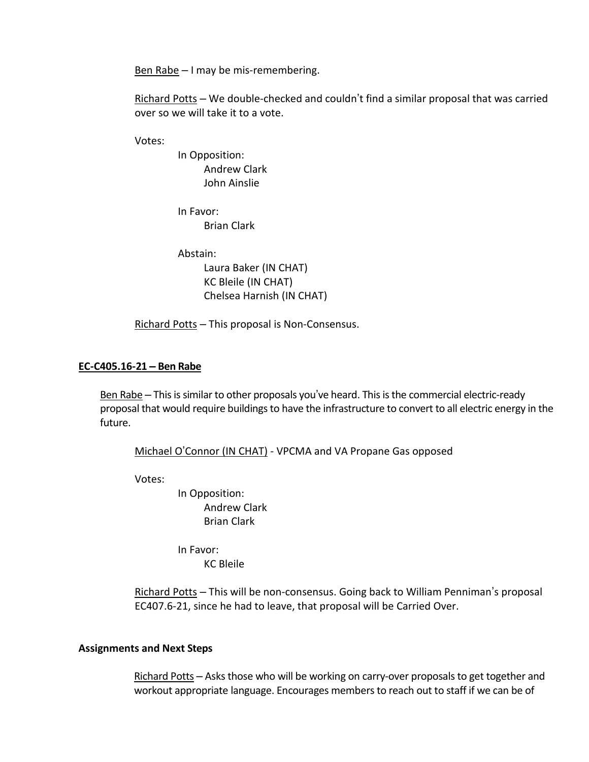Ben Rabe – I may be mis-remembering.

Richard Potts – We double-checked and couldn't find a similar proposal that was carried over so we will take it to a vote.

Votes:

In Opposition:
- Andrew Clark
- John Ainslie

In Favor:
- Brian Clark

Abstain:
- Laura Baker (IN CHAT)
- KC Bleile (IN CHAT)
- Chelsea Harnish (IN CHAT)

Richard Potts – This proposal is Non-Consensus.

**EC-C405.16-21 – Ben Rabe**

Ben Rabe – This is similar to other proposals you've heard. This is the commercial electric-ready proposal that would require buildings to have the infrastructure to convert to all electric energy in the future.

Michael O'Connor (IN CHAT) - VPCMA and VA Propane Gas opposed

Votes:

In Opposition:
- Andrew Clark
- Brian Clark

In Favor:
- KC Bleile

Richard Potts – This will be non-consensus. Going back to William Penniman's proposal EC407.6-21, since he had to leave, that proposal will be Carried Over.

**Assignments and Next Steps**

Richard Potts – Asks those who will be working on carry-over proposals to get together and workout appropriate language. Encourages members to reach out to staff if we can be of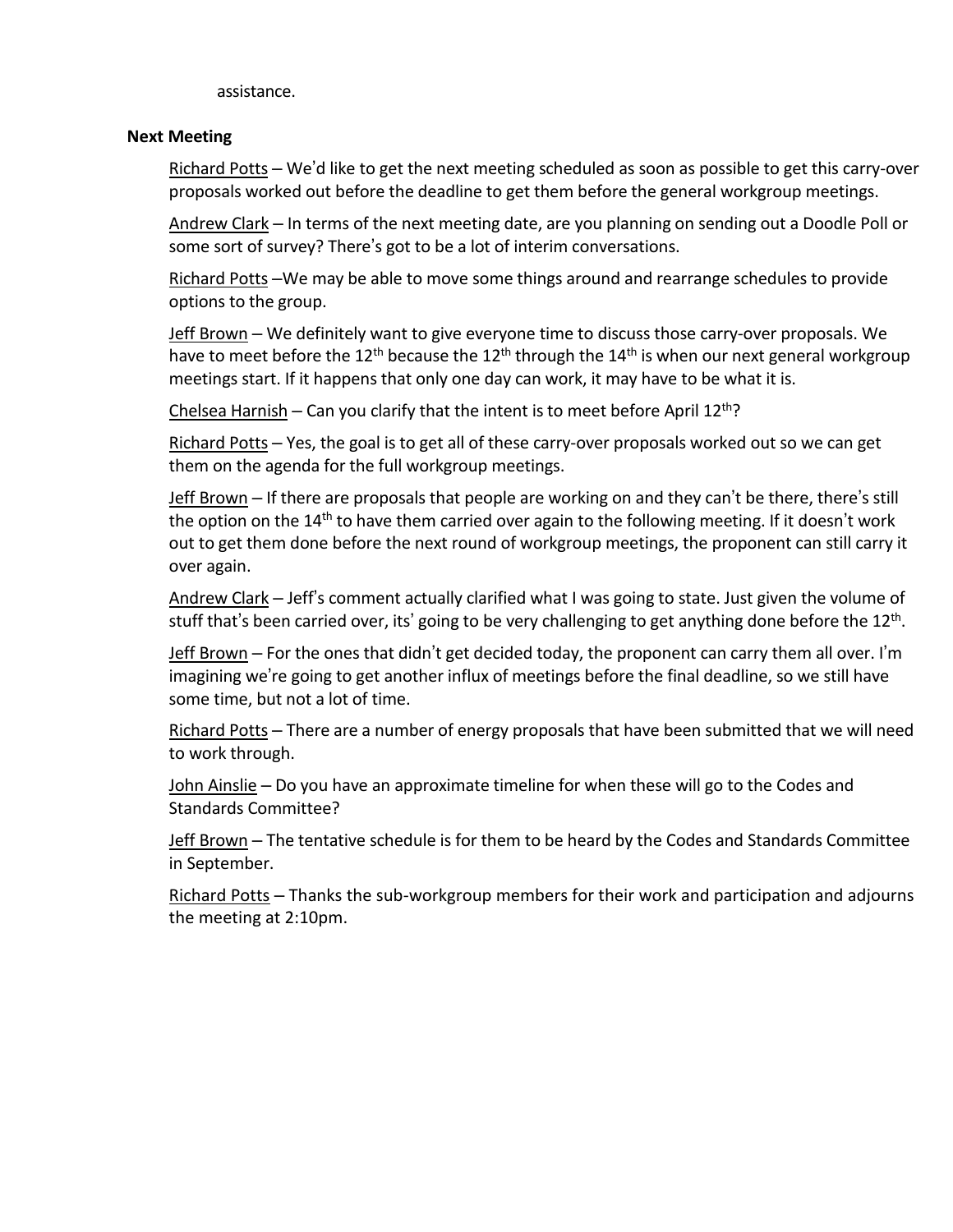assistance.

**Next Meeting**

Richard Potts – We'd like to get the next meeting scheduled as soon as possible to get this carry-over proposals worked out before the deadline to get them before the general workgroup meetings.

Andrew Clark – In terms of the next meeting date, are you planning on sending out a Doodle Poll or some sort of survey? There's got to be a lot of interim conversations.

Richard Potts –We may be able to move some things around and rearrange schedules to provide options to the group.

Jeff Brown – We definitely want to give everyone time to discuss those carry-over proposals. We have to meet before the 12th because the 12th through the 14th is when our next general workgroup meetings start. If it happens that only one day can work, it may have to be what it is.

Chelsea Harnish – Can you clarify that the intent is to meet before April 12th?

Richard Potts – Yes, the goal is to get all of these carry-over proposals worked out so we can get them on the agenda for the full workgroup meetings.

Jeff Brown – If there are proposals that people are working on and they can't be there, there's still the option on the 14th to have them carried over again to the following meeting. If it doesn't work out to get them done before the next round of workgroup meetings, the proponent can still carry it over again.

Andrew Clark – Jeff's comment actually clarified what I was going to state. Just given the volume of stuff that's been carried over, its' going to be very challenging to get anything done before the 12th.

Jeff Brown – For the ones that didn't get decided today, the proponent can carry them all over. I'm imagining we're going to get another influx of meetings before the final deadline, so we still have some time, but not a lot of time.

Richard Potts – There are a number of energy proposals that have been submitted that we will need to work through.

John Ainslie – Do you have an approximate timeline for when these will go to the Codes and Standards Committee?

Jeff Brown – The tentative schedule is for them to be heard by the Codes and Standards Committee in September.

Richard Potts – Thanks the sub-workgroup members for their work and participation and adjourns the meeting at 2:10pm.